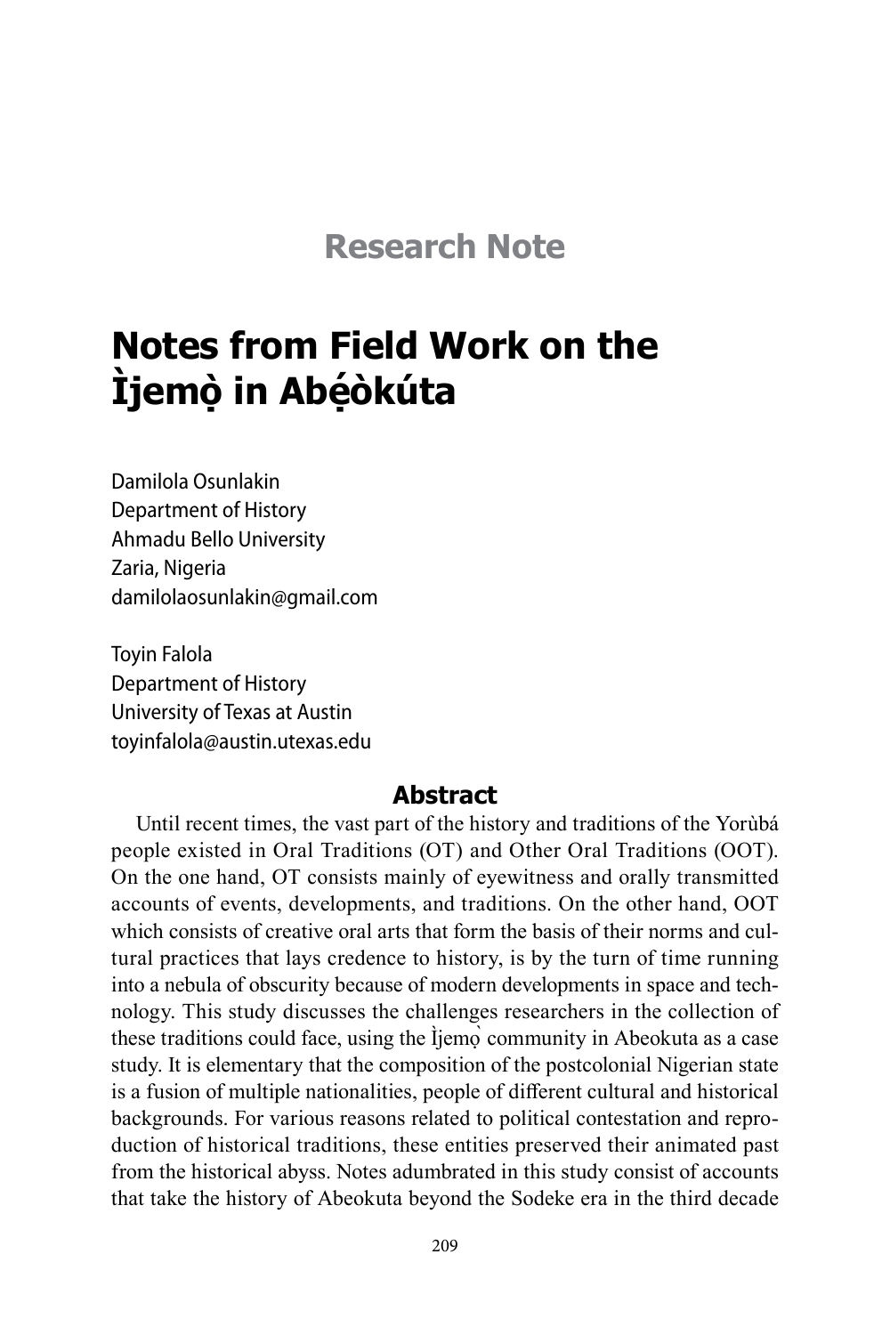## Research Note

# Notes from Field Work on the Ìjemọ̀ in Abẹ́òkúta

Damilola Osunlakin
Department of History
Ahmadu Bello University
Zaria, Nigeria
damilolaosunlakin@gmail.com

Toyin Falola
Department of History
University of Texas at Austin
toyinfalola@austin.utexas.edu

### Abstract

Until recent times, the vast part of the history and traditions of the Yorùbá people existed in Oral Traditions (OT) and Other Oral Traditions (OOT). On the one hand, OT consists mainly of eyewitness and orally transmitted accounts of events, developments, and traditions. On the other hand, OOT which consists of creative oral arts that form the basis of their norms and cultural practices that lays credence to history, is by the turn of time running into a nebula of obscurity because of modern developments in space and technology. This study discusses the challenges researchers in the collection of these traditions could face, using the Ìjemọ̀ community in Abeokuta as a case study. It is elementary that the composition of the postcolonial Nigerian state is a fusion of multiple nationalities, people of different cultural and historical backgrounds. For various reasons related to political contestation and reproduction of historical traditions, these entities preserved their animated past from the historical abyss. Notes adumbrated in this study consist of accounts that take the history of Abeokuta beyond the Sodeke era in the third decade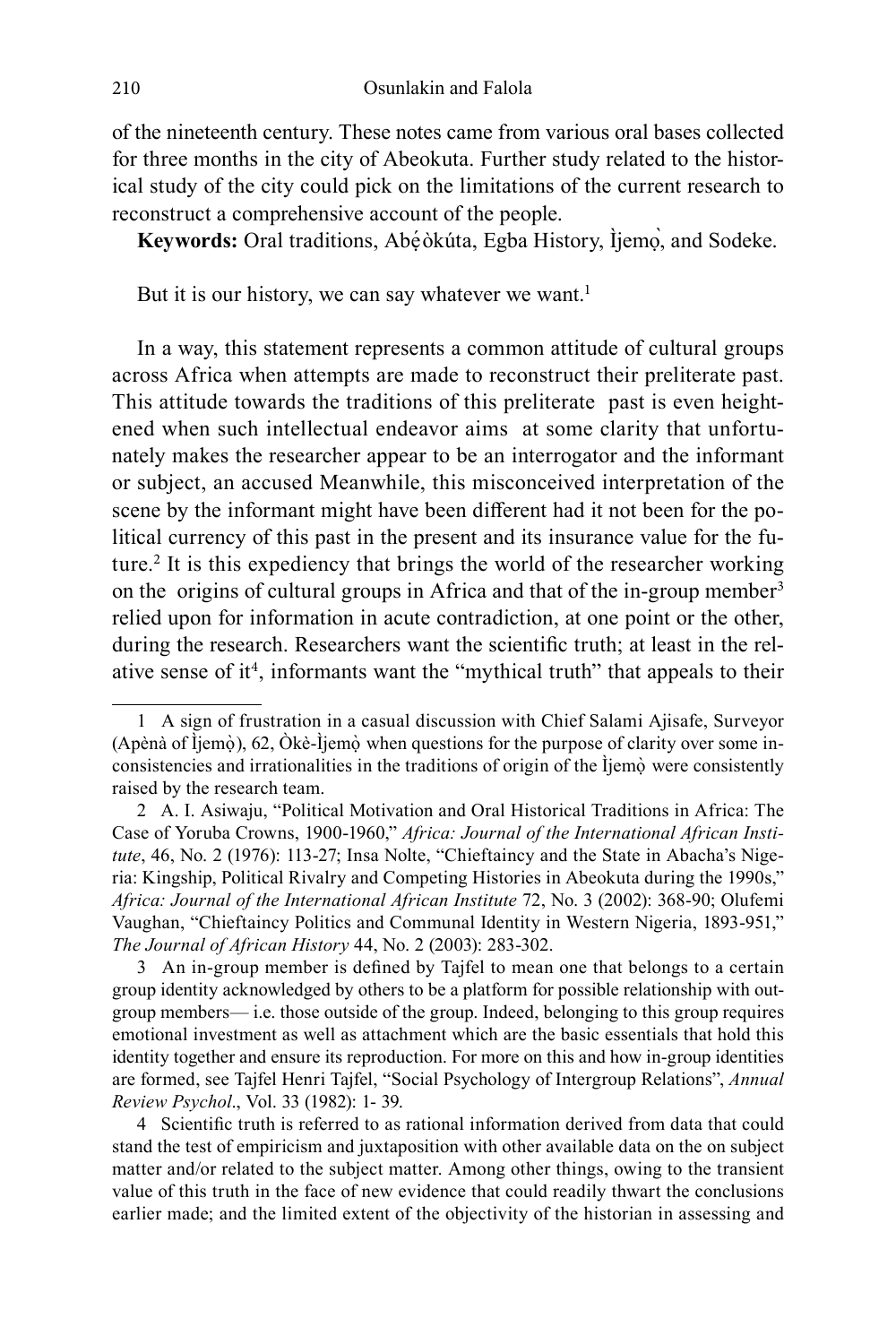of the nineteenth century. These notes came from various oral bases collected for three months in the city of Abeokuta. Further study related to the historical study of the city could pick on the limitations of the current research to reconstruct a comprehensive account of the people.

**Keywords:** Oral traditions, Abẹ́òkúta, Egba History, Ìjemọ̀, and Sodeke.

But it is our history, we can say whatever we want.[1]

In a way, this statement represents a common attitude of cultural groups across Africa when attempts are made to reconstruct their preliterate past. This attitude towards the traditions of this preliterate past is even heightened when such intellectual endeavor aims at some clarity that unfortunately makes the researcher appear to be an interrogator and the informant or subject, an accused Meanwhile, this misconceived interpretation of the scene by the informant might have been different had it not been for the political currency of this past in the present and its insurance value for the future.[2] It is this expediency that brings the world of the researcher working on the origins of cultural groups in Africa and that of the in-group member[3] relied upon for information in acute contradiction, at one point or the other, during the research. Researchers want the scientific truth; at least in the relative sense of it[4], informants want the "mythical truth" that appeals to their

---

1 A sign of frustration in a casual discussion with Chief Salami Ajisafe, Surveyor (Apènà of Ìjemọ̀), 62, Òkè-Ìjemọ̀ when questions for the purpose of clarity over some inconsistencies and irrationalities in the traditions of origin of the Ìjemọ̀ were consistently raised by the research team.

2 A. I. Asiwaju, "Political Motivation and Oral Historical Traditions in Africa: The Case of Yoruba Crowns, 1900-1960," *Africa: Journal of the International African Institute*, 46, No. 2 (1976): 113-27; Insa Nolte, "Chieftaincy and the State in Abacha's Nigeria: Kingship, Political Rivalry and Competing Histories in Abeokuta during the 1990s," *Africa: Journal of the International African Institute* 72, No. 3 (2002): 368-90; Olufemi Vaughan, "Chieftaincy Politics and Communal Identity in Western Nigeria, 1893-951," *The Journal of African History* 44, No. 2 (2003): 283-302.

3 An in-group member is defined by Tajfel to mean one that belongs to a certain group identity acknowledged by others to be a platform for possible relationship with out-group members— i.e. those outside of the group. Indeed, belonging to this group requires emotional investment as well as attachment which are the basic essentials that hold this identity together and ensure its reproduction. For more on this and how in-group identities are formed, see Tajfel Henri Tajfel, "Social Psychology of Intergroup Relations", *Annual Review Psychol*., Vol. 33 (1982): 1- 39.

4 Scientific truth is referred to as rational information derived from data that could stand the test of empiricism and juxtaposition with other available data on the on subject matter and/or related to the subject matter. Among other things, owing to the transient value of this truth in the face of new evidence that could readily thwart the conclusions earlier made; and the limited extent of the objectivity of the historian in assessing and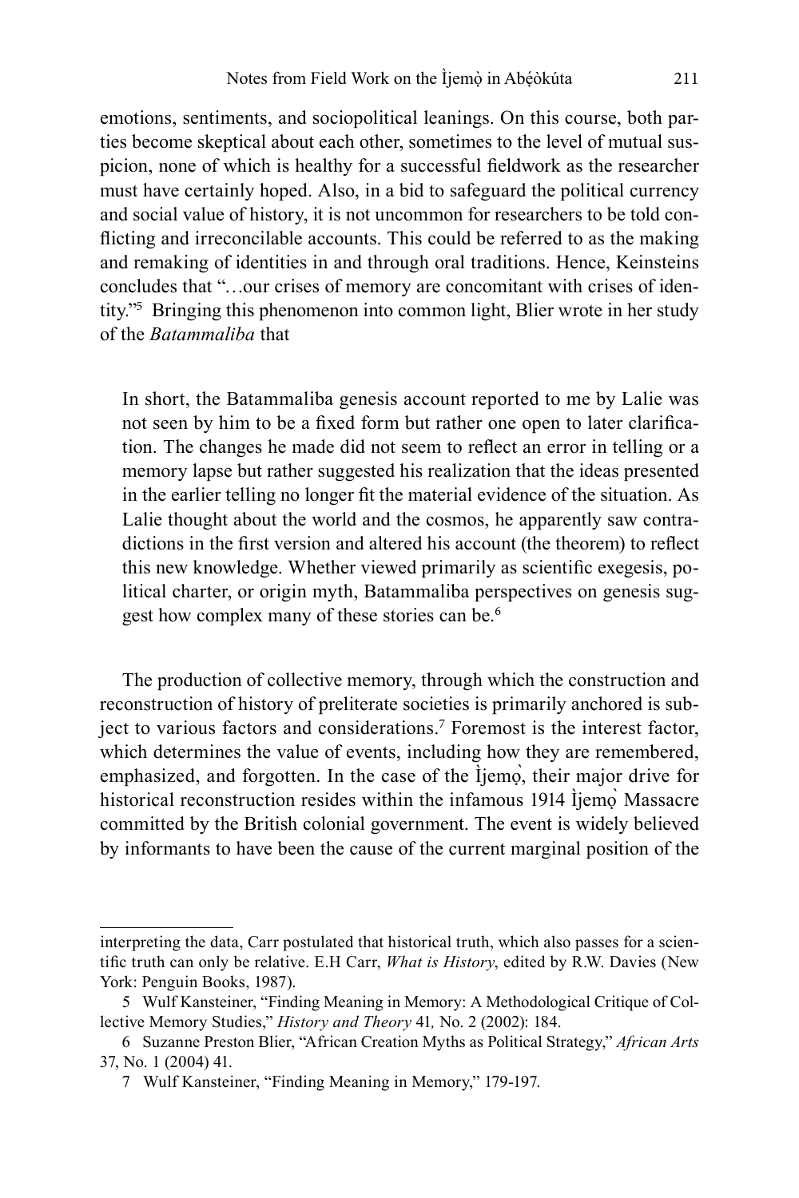emotions, sentiments, and sociopolitical leanings. On this course, both parties become skeptical about each other, sometimes to the level of mutual suspicion, none of which is healthy for a successful fieldwork as the researcher must have certainly hoped. Also, in a bid to safeguard the political currency and social value of history, it is not uncommon for researchers to be told conflicting and irreconcilable accounts. This could be referred to as the making and remaking of identities in and through oral traditions. Hence, Keinsteins concludes that "…our crises of memory are concomitant with crises of identity."[5] Bringing this phenomenon into common light, Blier wrote in her study of the *Batammaliba* that

> In short, the Batammaliba genesis account reported to me by Lalie was not seen by him to be a fixed form but rather one open to later clarification. The changes he made did not seem to reflect an error in telling or a memory lapse but rather suggested his realization that the ideas presented in the earlier telling no longer fit the material evidence of the situation. As Lalie thought about the world and the cosmos, he apparently saw contradictions in the first version and altered his account (the theorem) to reflect this new knowledge. Whether viewed primarily as scientific exegesis, political charter, or origin myth, Batammaliba perspectives on genesis suggest how complex many of these stories can be.[6]

The production of collective memory, through which the construction and reconstruction of history of preliterate societies is primarily anchored is subject to various factors and considerations.[7] Foremost is the interest factor, which determines the value of events, including how they are remembered, emphasized, and forgotten. In the case of the Ìjẹmọ̀, their major drive for historical reconstruction resides within the infamous 1914 Ìjẹmọ̀ Massacre committed by the British colonial government. The event is widely believed by informants to have been the cause of the current marginal position of the

---

interpreting the data, Carr postulated that historical truth, which also passes for a scientific truth can only be relative. E.H Carr, *What is History*, edited by R.W. Davies (New York: Penguin Books, 1987).

5 Wulf Kansteiner, "Finding Meaning in Memory: A Methodological Critique of Collective Memory Studies," *History and Theory* 41, No. 2 (2002): 184.

6 Suzanne Preston Blier, "African Creation Myths as Political Strategy," *African Arts* 37, No. 1 (2004) 41.

7 Wulf Kansteiner, "Finding Meaning in Memory," 179-197.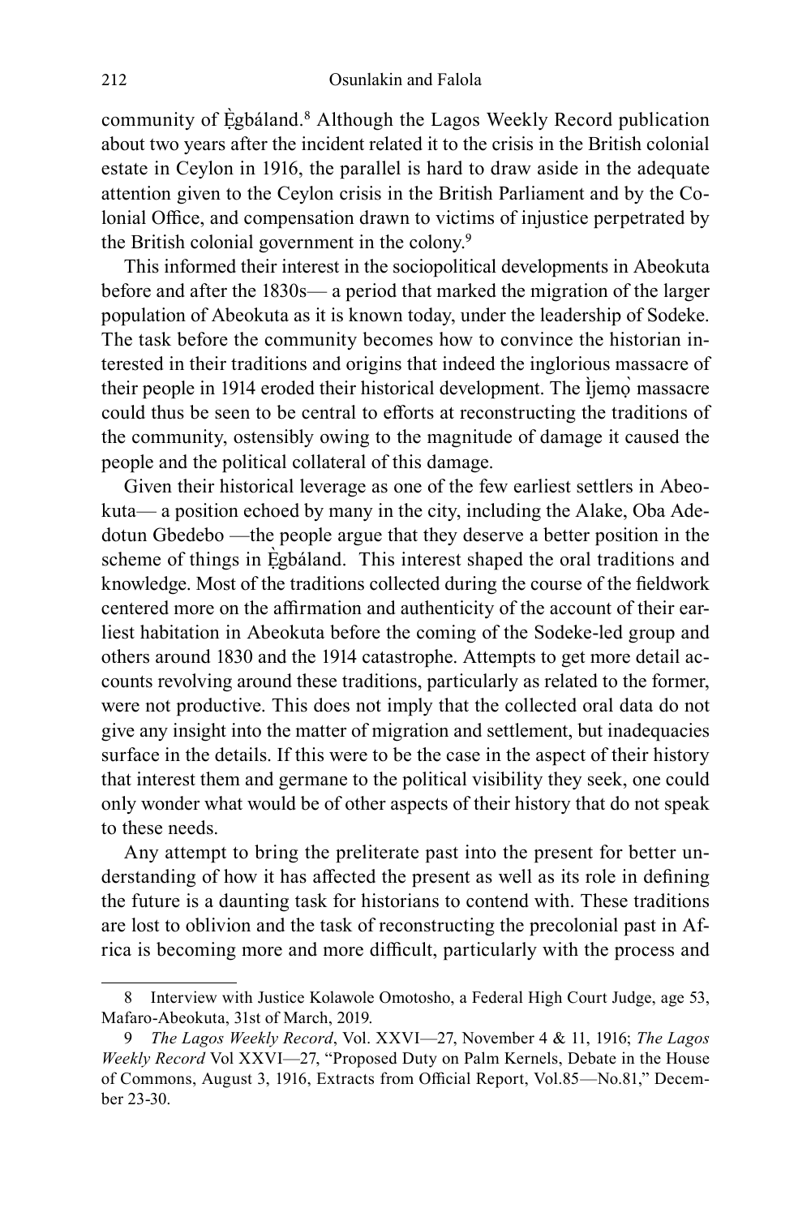community of Ẹ̀gbáland.[8] Although the Lagos Weekly Record publication about two years after the incident related it to the crisis in the British colonial estate in Ceylon in 1916, the parallel is hard to draw aside in the adequate attention given to the Ceylon crisis in the British Parliament and by the Colonial Office, and compensation drawn to victims of injustice perpetrated by the British colonial government in the colony.[9]

This informed their interest in the sociopolitical developments in Abeokuta before and after the 1830s— a period that marked the migration of the larger population of Abeokuta as it is known today, under the leadership of Sodeke. The task before the community becomes how to convince the historian interested in their traditions and origins that indeed the inglorious massacre of their people in 1914 eroded their historical development. The Ìjẹmọ̀ massacre could thus be seen to be central to efforts at reconstructing the traditions of the community, ostensibly owing to the magnitude of damage it caused the people and the political collateral of this damage.

Given their historical leverage as one of the few earliest settlers in Abeokuta— a position echoed by many in the city, including the Alake, Oba Adedotun Gbedebo —the people argue that they deserve a better position in the scheme of things in Ẹ̀gbáland. This interest shaped the oral traditions and knowledge. Most of the traditions collected during the course of the fieldwork centered more on the affirmation and authenticity of the account of their earliest habitation in Abeokuta before the coming of the Sodeke-led group and others around 1830 and the 1914 catastrophe. Attempts to get more detail accounts revolving around these traditions, particularly as related to the former, were not productive. This does not imply that the collected oral data do not give any insight into the matter of migration and settlement, but inadequacies surface in the details. If this were to be the case in the aspect of their history that interest them and germane to the political visibility they seek, one could only wonder what would be of other aspects of their history that do not speak to these needs.

Any attempt to bring the preliterate past into the present for better understanding of how it has affected the present as well as its role in defining the future is a daunting task for historians to contend with. These traditions are lost to oblivion and the task of reconstructing the precolonial past in Africa is becoming more and more difficult, particularly with the process and

---

8 Interview with Justice Kolawole Omotosho, a Federal High Court Judge, age 53, Mafaro-Abeokuta, 31st of March, 2019.

9 *The Lagos Weekly Record*, Vol. XXVI—27, November 4 & 11, 1916; *The Lagos Weekly Record* Vol XXVI—27, "Proposed Duty on Palm Kernels, Debate in the House of Commons, August 3, 1916, Extracts from Official Report, Vol.85—No.81," December 23-30.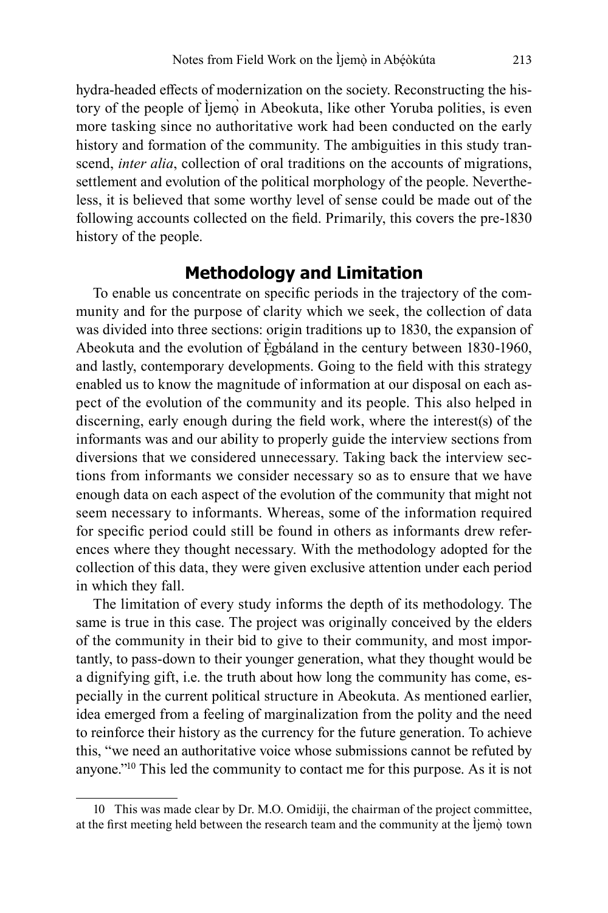hydra-headed effects of modernization on the society. Reconstructing the history of the people of Ìjẹmọ̀ in Abeokuta, like other Yoruba polities, is even more tasking since no authoritative work had been conducted on the early history and formation of the community. The ambiguities in this study transcend, *inter alia*, collection of oral traditions on the accounts of migrations, settlement and evolution of the political morphology of the people. Nevertheless, it is believed that some worthy level of sense could be made out of the following accounts collected on the field. Primarily, this covers the pre-1830 history of the people.

## Methodology and Limitation

To enable us concentrate on specific periods in the trajectory of the community and for the purpose of clarity which we seek, the collection of data was divided into three sections: origin traditions up to 1830, the expansion of Abeokuta and the evolution of Ẹ̀gbáland in the century between 1830-1960, and lastly, contemporary developments. Going to the field with this strategy enabled us to know the magnitude of information at our disposal on each aspect of the evolution of the community and its people. This also helped in discerning, early enough during the field work, where the interest(s) of the informants was and our ability to properly guide the interview sections from diversions that we considered unnecessary. Taking back the interview sections from informants we consider necessary so as to ensure that we have enough data on each aspect of the evolution of the community that might not seem necessary to informants. Whereas, some of the information required for specific period could still be found in others as informants drew references where they thought necessary. With the methodology adopted for the collection of this data, they were given exclusive attention under each period in which they fall.

The limitation of every study informs the depth of its methodology. The same is true in this case. The project was originally conceived by the elders of the community in their bid to give to their community, and most importantly, to pass-down to their younger generation, what they thought would be a dignifying gift, i.e. the truth about how long the community has come, especially in the current political structure in Abeokuta. As mentioned earlier, idea emerged from a feeling of marginalization from the polity and the need to reinforce their history as the currency for the future generation. To achieve this, "we need an authoritative voice whose submissions cannot be refuted by anyone."[10] This led the community to contact me for this purpose. As it is not

---

10 This was made clear by Dr. M.O. Omidiji, the chairman of the project committee, at the first meeting held between the research team and the community at the Ìjẹmọ̀ town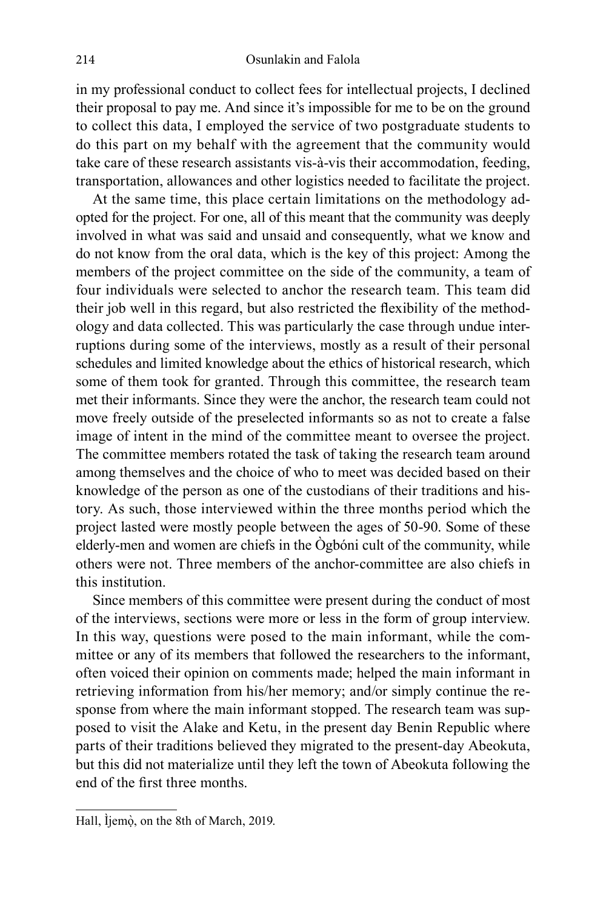in my professional conduct to collect fees for intellectual projects, I declined their proposal to pay me. And since it's impossible for me to be on the ground to collect this data, I employed the service of two postgraduate students to do this part on my behalf with the agreement that the community would take care of these research assistants vis-à-vis their accommodation, feeding, transportation, allowances and other logistics needed to facilitate the project.

At the same time, this place certain limitations on the methodology adopted for the project. For one, all of this meant that the community was deeply involved in what was said and unsaid and consequently, what we know and do not know from the oral data, which is the key of this project: Among the members of the project committee on the side of the community, a team of four individuals were selected to anchor the research team. This team did their job well in this regard, but also restricted the flexibility of the methodology and data collected. This was particularly the case through undue interruptions during some of the interviews, mostly as a result of their personal schedules and limited knowledge about the ethics of historical research, which some of them took for granted. Through this committee, the research team met their informants. Since they were the anchor, the research team could not move freely outside of the preselected informants so as not to create a false image of intent in the mind of the committee meant to oversee the project. The committee members rotated the task of taking the research team around among themselves and the choice of who to meet was decided based on their knowledge of the person as one of the custodians of their traditions and history. As such, those interviewed within the three months period which the project lasted were mostly people between the ages of 50-90. Some of these elderly-men and women are chiefs in the Ògbóni cult of the community, while others were not. Three members of the anchor-committee are also chiefs in this institution.

Since members of this committee were present during the conduct of most of the interviews, sections were more or less in the form of group interview. In this way, questions were posed to the main informant, while the committee or any of its members that followed the researchers to the informant, often voiced their opinion on comments made; helped the main informant in retrieving information from his/her memory; and/or simply continue the response from where the main informant stopped. The research team was supposed to visit the Alake and Ketu, in the present day Benin Republic where parts of their traditions believed they migrated to the present-day Abeokuta, but this did not materialize until they left the town of Abeokuta following the end of the first three months.

---

Hall, Ìjemọ̀, on the 8th of March, 2019.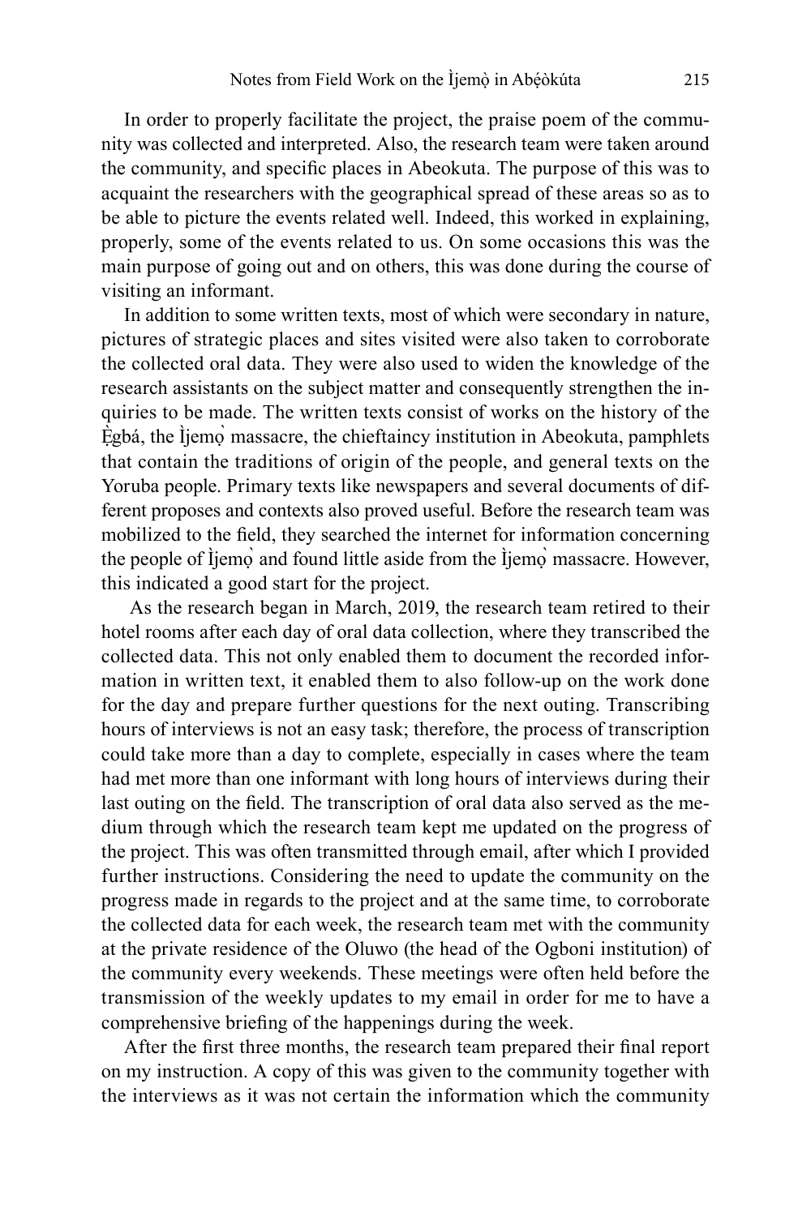In order to properly facilitate the project, the praise poem of the community was collected and interpreted. Also, the research team were taken around the community, and specific places in Abeokuta. The purpose of this was to acquaint the researchers with the geographical spread of these areas so as to be able to picture the events related well. Indeed, this worked in explaining, properly, some of the events related to us. On some occasions this was the main purpose of going out and on others, this was done during the course of visiting an informant.

In addition to some written texts, most of which were secondary in nature, pictures of strategic places and sites visited were also taken to corroborate the collected oral data. They were also used to widen the knowledge of the research assistants on the subject matter and consequently strengthen the inquiries to be made. The written texts consist of works on the history of the Ẹ̀gbá, the Ìjẹmọ̀ massacre, the chieftaincy institution in Abeokuta, pamphlets that contain the traditions of origin of the people, and general texts on the Yoruba people. Primary texts like newspapers and several documents of different proposes and contexts also proved useful. Before the research team was mobilized to the field, they searched the internet for information concerning the people of Ìjẹmọ̀ and found little aside from the Ìjẹmọ̀ massacre. However, this indicated a good start for the project.

As the research began in March, 2019, the research team retired to their hotel rooms after each day of oral data collection, where they transcribed the collected data. This not only enabled them to document the recorded information in written text, it enabled them to also follow-up on the work done for the day and prepare further questions for the next outing. Transcribing hours of interviews is not an easy task; therefore, the process of transcription could take more than a day to complete, especially in cases where the team had met more than one informant with long hours of interviews during their last outing on the field. The transcription of oral data also served as the medium through which the research team kept me updated on the progress of the project. This was often transmitted through email, after which I provided further instructions. Considering the need to update the community on the progress made in regards to the project and at the same time, to corroborate the collected data for each week, the research team met with the community at the private residence of the Oluwo (the head of the Ogboni institution) of the community every weekends. These meetings were often held before the transmission of the weekly updates to my email in order for me to have a comprehensive briefing of the happenings during the week.

After the first three months, the research team prepared their final report on my instruction. A copy of this was given to the community together with the interviews as it was not certain the information which the community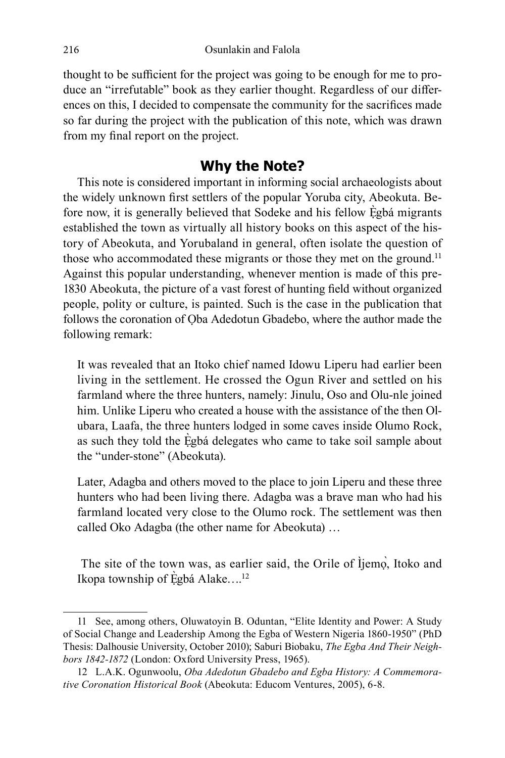thought to be sufficient for the project was going to be enough for me to produce an "irrefutable" book as they earlier thought. Regardless of our differences on this, I decided to compensate the community for the sacrifices made so far during the project with the publication of this note, which was drawn from my final report on the project.

## Why the Note?

This note is considered important in informing social archaeologists about the widely unknown first settlers of the popular Yoruba city, Abeokuta. Before now, it is generally believed that Sodeke and his fellow Ẹ̀gbá migrants established the town as virtually all history books on this aspect of the history of Abeokuta, and Yorubaland in general, often isolate the question of those who accommodated these migrants or those they met on the ground.[11] Against this popular understanding, whenever mention is made of this pre-1830 Abeokuta, the picture of a vast forest of hunting field without organized people, polity or culture, is painted. Such is the case in the publication that follows the coronation of Ọba Adedotun Gbadebo, where the author made the following remark:

> It was revealed that an Itoko chief named Idowu Liperu had earlier been living in the settlement. He crossed the Ogun River and settled on his farmland where the three hunters, namely: Jinulu, Oso and Olu-nle joined him. Unlike Liperu who created a house with the assistance of the then Olubara, Laafa, the three hunters lodged in some caves inside Olumo Rock, as such they told the Ẹ̀gbá delegates who came to take soil sample about the "under-stone" (Abeokuta).
>
> Later, Adagba and others moved to the place to join Liperu and these three hunters who had been living there. Adagba was a brave man who had his farmland located very close to the Olumo rock. The settlement was then called Oko Adagba (the other name for Abeokuta) …
>
> The site of the town was, as earlier said, the Orile of Ìjẹmọ̀, Itoko and Ikopa township of Ẹ̀gbá Alake….[12]

---

11 See, among others, Oluwatoyin B. Oduntan, "Elite Identity and Power: A Study of Social Change and Leadership Among the Egba of Western Nigeria 1860-1950" (PhD Thesis: Dalhousie University, October 2010); Saburi Biobaku, *The Egba And Their Neighbors 1842-1872* (London: Oxford University Press, 1965).

12 L.A.K. Ogunwoolu, *Oba Adedotun Gbadebo and Egba History: A Commemorative Coronation Historical Book* (Abeokuta: Educom Ventures, 2005), 6-8.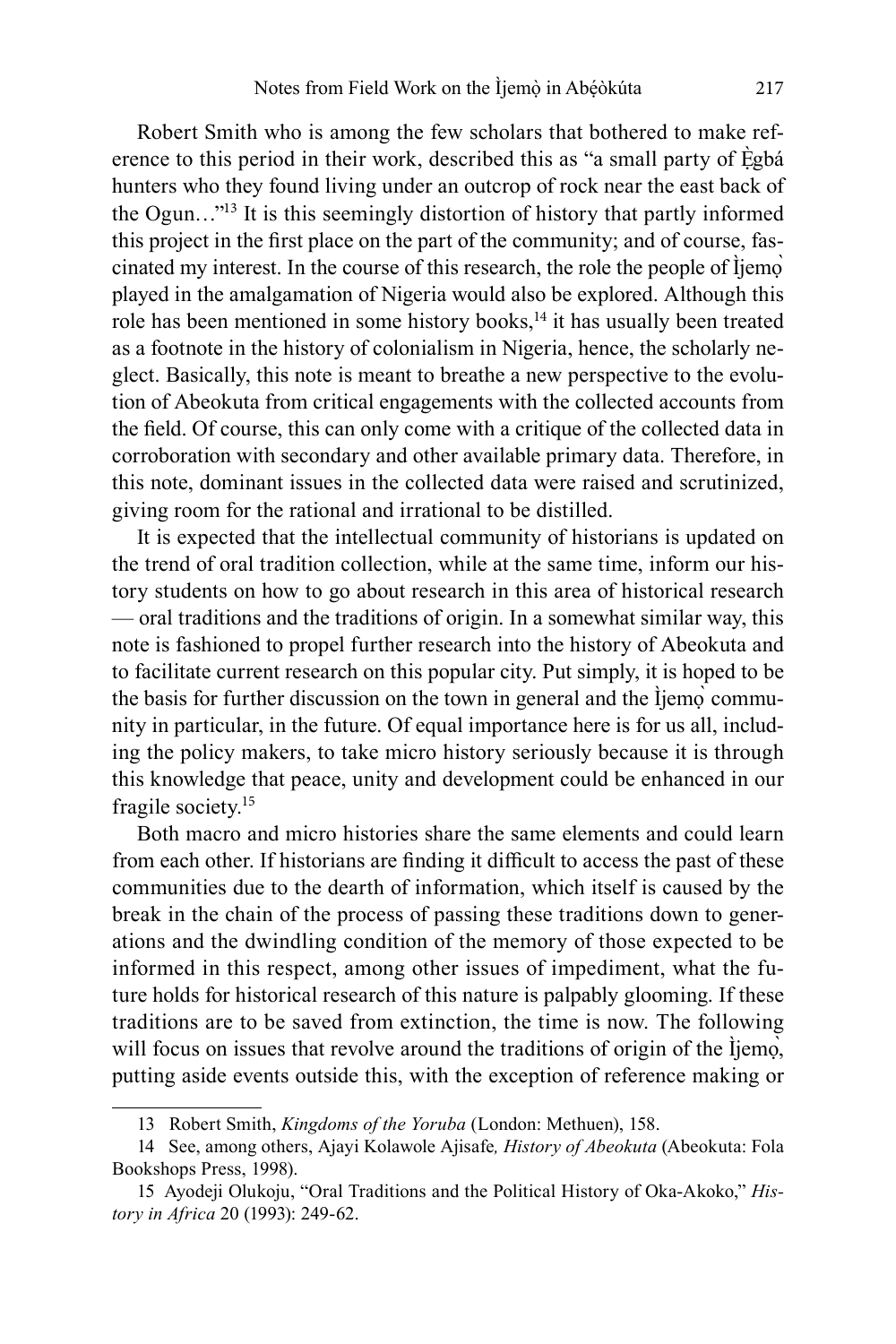Robert Smith who is among the few scholars that bothered to make reference to this period in their work, described this as "a small party of Ẹ̀gbá hunters who they found living under an outcrop of rock near the east back of the Ogun…"[13] It is this seemingly distortion of history that partly informed this project in the first place on the part of the community; and of course, fascinated my interest. In the course of this research, the role the people of Ìjẹmọ̀ played in the amalgamation of Nigeria would also be explored. Although this role has been mentioned in some history books,[14] it has usually been treated as a footnote in the history of colonialism in Nigeria, hence, the scholarly neglect. Basically, this note is meant to breathe a new perspective to the evolution of Abeokuta from critical engagements with the collected accounts from the field. Of course, this can only come with a critique of the collected data in corroboration with secondary and other available primary data. Therefore, in this note, dominant issues in the collected data were raised and scrutinized, giving room for the rational and irrational to be distilled.

It is expected that the intellectual community of historians is updated on the trend of oral tradition collection, while at the same time, inform our history students on how to go about research in this area of historical research — oral traditions and the traditions of origin. In a somewhat similar way, this note is fashioned to propel further research into the history of Abeokuta and to facilitate current research on this popular city. Put simply, it is hoped to be the basis for further discussion on the town in general and the Ìjẹmọ̀ community in particular, in the future. Of equal importance here is for us all, including the policy makers, to take micro history seriously because it is through this knowledge that peace, unity and development could be enhanced in our fragile society.[15]

Both macro and micro histories share the same elements and could learn from each other. If historians are finding it difficult to access the past of these communities due to the dearth of information, which itself is caused by the break in the chain of the process of passing these traditions down to generations and the dwindling condition of the memory of those expected to be informed in this respect, among other issues of impediment, what the future holds for historical research of this nature is palpably glooming. If these traditions are to be saved from extinction, the time is now. The following will focus on issues that revolve around the traditions of origin of the Ìjẹmọ̀, putting aside events outside this, with the exception of reference making or

---

13 Robert Smith, *Kingdoms of the Yoruba* (London: Methuen), 158.

14 See, among others, Ajayi Kolawole Ajisafe*, History of Abeokuta* (Abeokuta: Fola Bookshops Press, 1998).

15 Ayodeji Olukoju, "Oral Traditions and the Political History of Oka-Akoko," *History in Africa* 20 (1993): 249-62.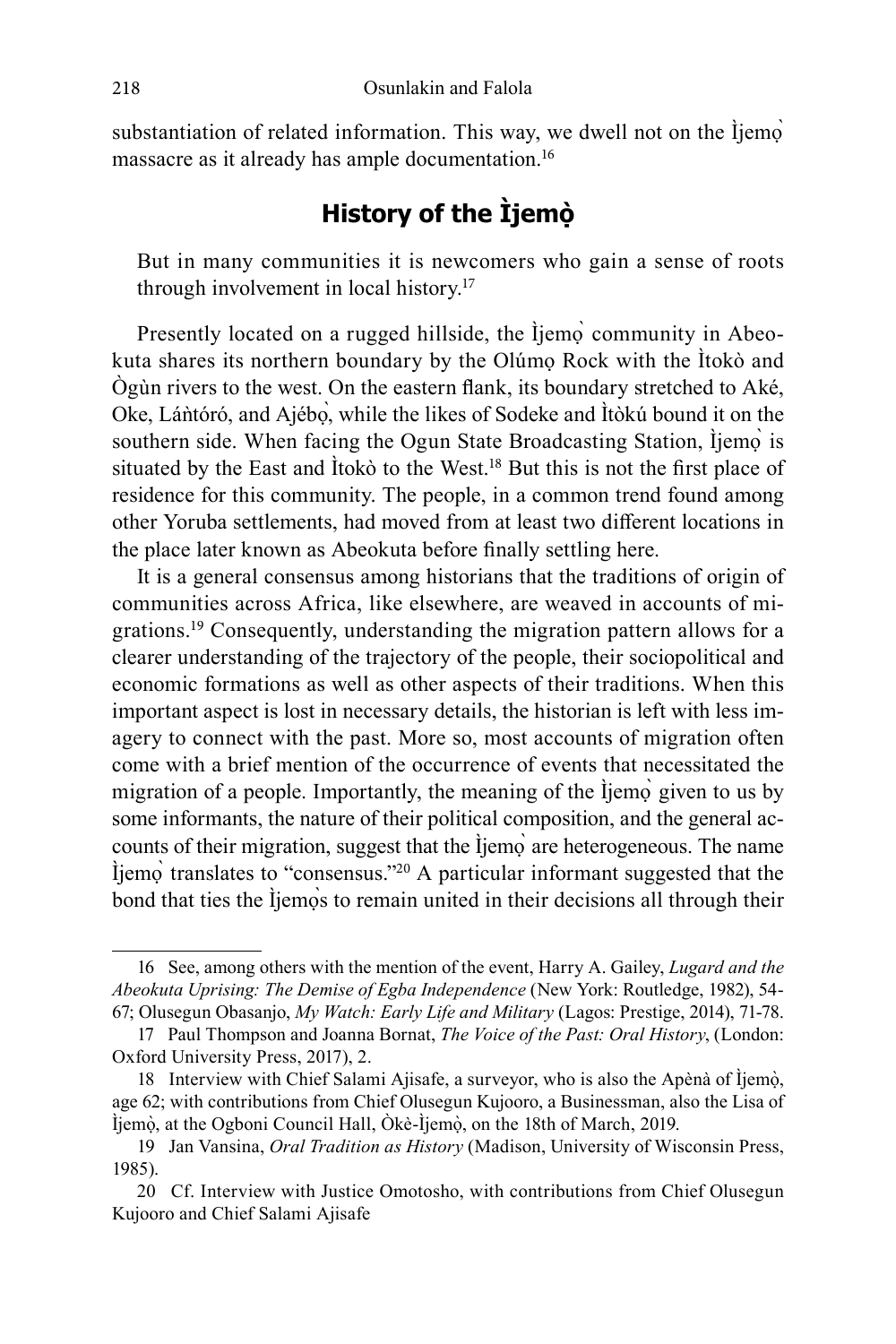substantiation of related information. This way, we dwell not on the Ìjemọ̀ massacre as it already has ample documentation.[16]

## History of the Ìjemọ̀

> But in many communities it is newcomers who gain a sense of roots through involvement in local history.[17]

Presently located on a rugged hillside, the Ìjemọ̀ community in Abeokuta shares its northern boundary by the Olúmọ Rock with the Ìtokò and Ògùn rivers to the west. On the eastern flank, its boundary stretched to Aké, Oke, Láǹtóró, and Ajébọ̀, while the likes of Sodeke and Ìtòkú bound it on the southern side. When facing the Ogun State Broadcasting Station, Ìjemọ̀ is situated by the East and Ìtokò to the West.[18] But this is not the first place of residence for this community. The people, in a common trend found among other Yoruba settlements, had moved from at least two different locations in the place later known as Abeokuta before finally settling here.

It is a general consensus among historians that the traditions of origin of communities across Africa, like elsewhere, are weaved in accounts of migrations.[19] Consequently, understanding the migration pattern allows for a clearer understanding of the trajectory of the people, their sociopolitical and economic formations as well as other aspects of their traditions. When this important aspect is lost in necessary details, the historian is left with less imagery to connect with the past. More so, most accounts of migration often come with a brief mention of the occurrence of events that necessitated the migration of a people. Importantly, the meaning of the Ìjemọ̀ given to us by some informants, the nature of their political composition, and the general accounts of their migration, suggest that the Ìjemọ̀ are heterogeneous. The name Ìjemọ̀ translates to "consensus."[20] A particular informant suggested that the bond that ties the Ìjemọ̀s to remain united in their decisions all through their

---

16 See, among others with the mention of the event, Harry A. Gailey, *Lugard and the Abeokuta Uprising: The Demise of Egba Independence* (New York: Routledge, 1982), 54-67; Olusegun Obasanjo, *My Watch: Early Life and Military* (Lagos: Prestige, 2014), 71-78.

17 Paul Thompson and Joanna Bornat, *The Voice of the Past: Oral History*, (London: Oxford University Press, 2017), 2.

18 Interview with Chief Salami Ajisafe, a surveyor, who is also the Apènà of Ìjemọ̀, age 62; with contributions from Chief Olusegun Kujooro, a Businessman, also the Lisa of Ìjemọ̀, at the Ogboni Council Hall, Òkè-Ìjemọ̀, on the 18th of March, 2019.

19 Jan Vansina, *Oral Tradition as History* (Madison, University of Wisconsin Press, 1985).

20 Cf. Interview with Justice Omotosho, with contributions from Chief Olusegun Kujooro and Chief Salami Ajisafe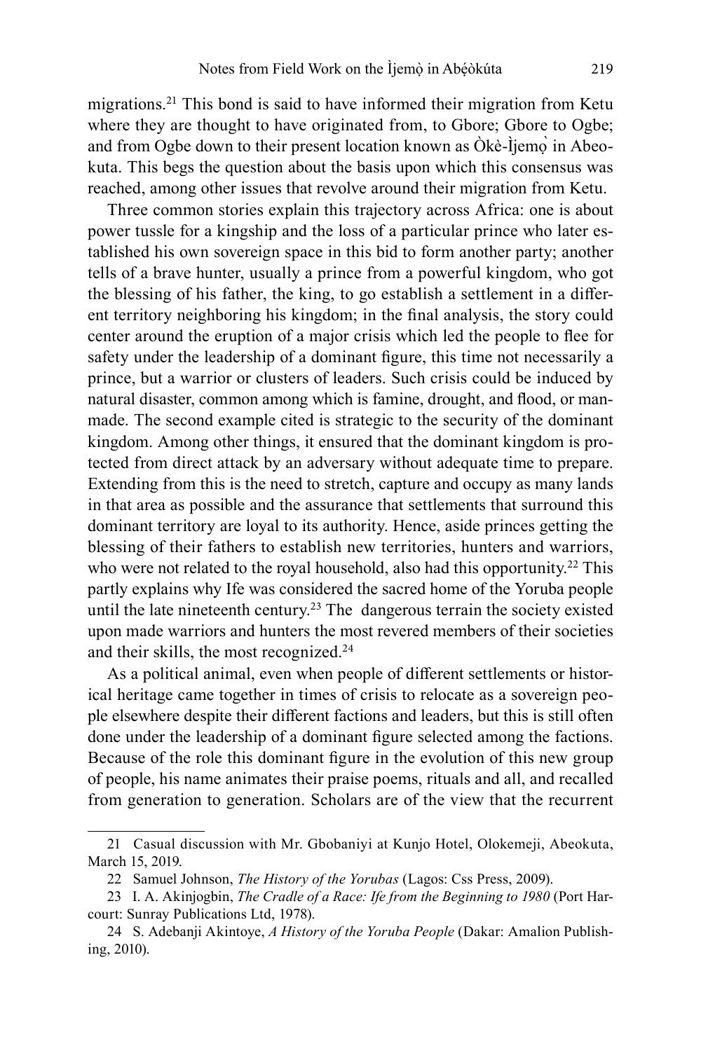migrations.[21] This bond is said to have informed their migration from Ketu where they are thought to have originated from, to Gbore; Gbore to Ogbe; and from Ogbe down to their present location known as Òkè-Ìjemọ̀ in Abeokuta. This begs the question about the basis upon which this consensus was reached, among other issues that revolve around their migration from Ketu.

Three common stories explain this trajectory across Africa: one is about power tussle for a kingship and the loss of a particular prince who later established his own sovereign space in this bid to form another party; another tells of a brave hunter, usually a prince from a powerful kingdom, who got the blessing of his father, the king, to go establish a settlement in a different territory neighboring his kingdom; in the final analysis, the story could center around the eruption of a major crisis which led the people to flee for safety under the leadership of a dominant figure, this time not necessarily a prince, but a warrior or clusters of leaders. Such crisis could be induced by natural disaster, common among which is famine, drought, and flood, or man-made. The second example cited is strategic to the security of the dominant kingdom. Among other things, it ensured that the dominant kingdom is protected from direct attack by an adversary without adequate time to prepare. Extending from this is the need to stretch, capture and occupy as many lands in that area as possible and the assurance that settlements that surround this dominant territory are loyal to its authority. Hence, aside princes getting the blessing of their fathers to establish new territories, hunters and warriors, who were not related to the royal household, also had this opportunity.[22] This partly explains why Ife was considered the sacred home of the Yoruba people until the late nineteenth century.[23] The dangerous terrain the society existed upon made warriors and hunters the most revered members of their societies and their skills, the most recognized.[24]

As a political animal, even when people of different settlements or historical heritage came together in times of crisis to relocate as a sovereign people elsewhere despite their different factions and leaders, but this is still often done under the leadership of a dominant figure selected among the factions. Because of the role this dominant figure in the evolution of this new group of people, his name animates their praise poems, rituals and all, and recalled from generation to generation. Scholars are of the view that the recurrent

---

21 Casual discussion with Mr. Gbobaniyi at Kunjo Hotel, Olokemeji, Abeokuta, March 15, 2019.

22 Samuel Johnson, *The History of the Yorubas* (Lagos: Css Press, 2009).

23 I. A. Akinjogbin, *The Cradle of a Race: Ife from the Beginning to 1980* (Port Harcourt: Sunray Publications Ltd, 1978).

24 S. Adebanji Akintoye, *A History of the Yoruba People* (Dakar: Amalion Publishing, 2010).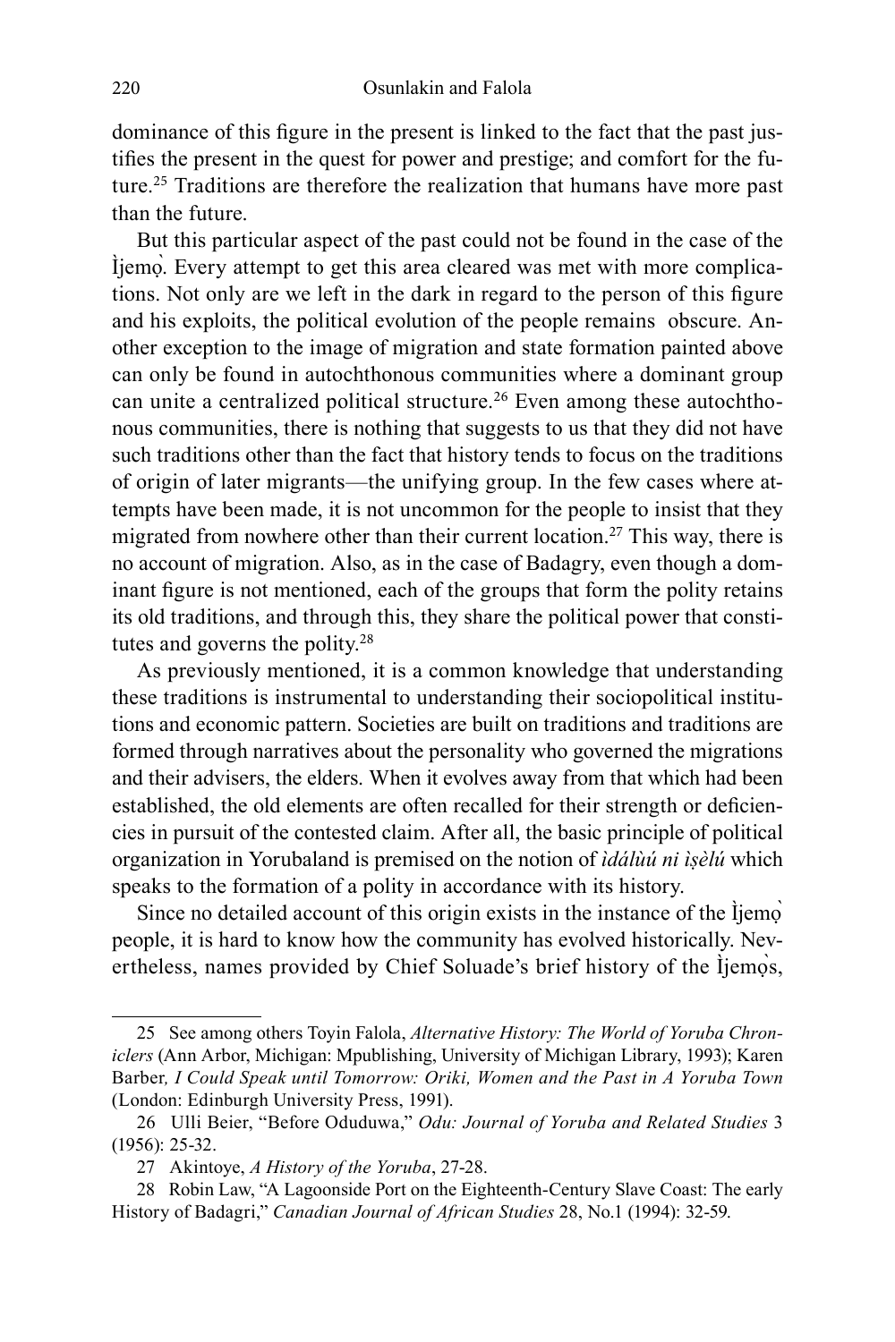dominance of this figure in the present is linked to the fact that the past justifies the present in the quest for power and prestige; and comfort for the future.[25] Traditions are therefore the realization that humans have more past than the future.

But this particular aspect of the past could not be found in the case of the Ìjemọ̀. Every attempt to get this area cleared was met with more complications. Not only are we left in the dark in regard to the person of this figure and his exploits, the political evolution of the people remains obscure. Another exception to the image of migration and state formation painted above can only be found in autochthonous communities where a dominant group can unite a centralized political structure.[26] Even among these autochthonous communities, there is nothing that suggests to us that they did not have such traditions other than the fact that history tends to focus on the traditions of origin of later migrants—the unifying group. In the few cases where attempts have been made, it is not uncommon for the people to insist that they migrated from nowhere other than their current location.[27] This way, there is no account of migration. Also, as in the case of Badagry, even though a dominant figure is not mentioned, each of the groups that form the polity retains its old traditions, and through this, they share the political power that constitutes and governs the polity.[28]

As previously mentioned, it is a common knowledge that understanding these traditions is instrumental to understanding their sociopolitical institutions and economic pattern. Societies are built on traditions and traditions are formed through narratives about the personality who governed the migrations and their advisers, the elders. When it evolves away from that which had been established, the old elements are often recalled for their strength or deficiencies in pursuit of the contested claim. After all, the basic principle of political organization in Yorubaland is premised on the notion of *ìdálùú ni ìṣèlú* which speaks to the formation of a polity in accordance with its history.

Since no detailed account of this origin exists in the instance of the Ìjemọ̀ people, it is hard to know how the community has evolved historically. Nevertheless, names provided by Chief Soluade's brief history of the Ìjemọ̀s,

---

25 See among others Toyin Falola, *Alternative History: The World of Yoruba Chroniclers* (Ann Arbor, Michigan: Mpublishing, University of Michigan Library, 1993); Karen Barber, *I Could Speak until Tomorrow: Oriki, Women and the Past in A Yoruba Town* (London: Edinburgh University Press, 1991).

26 Ulli Beier, "Before Oduduwa," *Odu: Journal of Yoruba and Related Studies* 3 (1956): 25-32.

27 Akintoye, *A History of the Yoruba*, 27-28.

28 Robin Law, "A Lagoonside Port on the Eighteenth-Century Slave Coast: The early History of Badagri," *Canadian Journal of African Studies* 28, No.1 (1994): 32-59.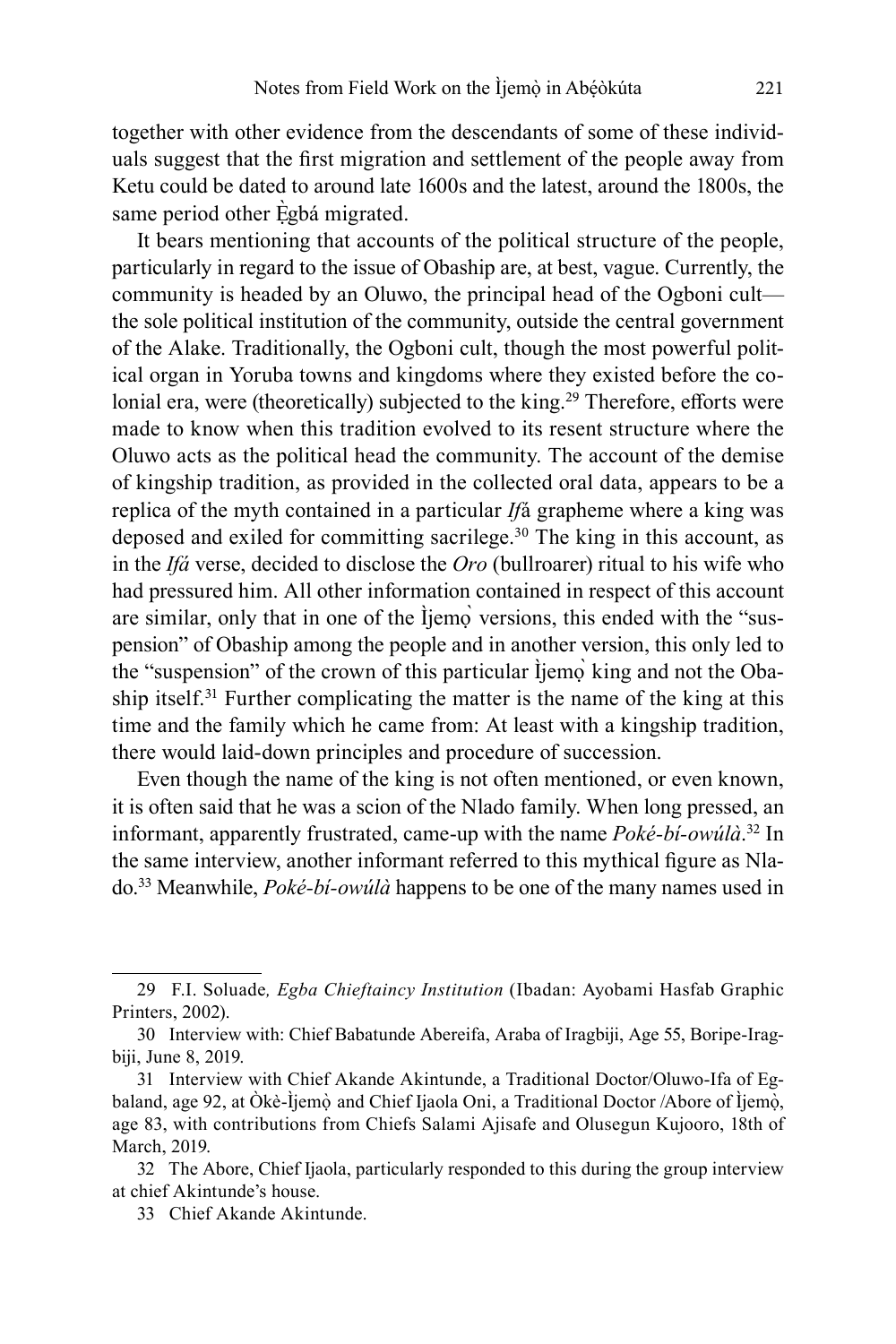together with other evidence from the descendants of some of these individuals suggest that the first migration and settlement of the people away from Ketu could be dated to around late 1600s and the latest, around the 1800s, the same period other Ẹ̀gbá migrated.

It bears mentioning that accounts of the political structure of the people, particularly in regard to the issue of Obaship are, at best, vague. Currently, the community is headed by an Oluwo, the principal head of the Ogboni cult—the sole political institution of the community, outside the central government of the Alake. Traditionally, the Ogboni cult, though the most powerful political organ in Yoruba towns and kingdoms where they existed before the colonial era, were (theoretically) subjected to the king.[29] Therefore, efforts were made to know when this tradition evolved to its resent structure where the Oluwo acts as the political head the community. The account of the demise of kingship tradition, as provided in the collected oral data, appears to be a replica of the myth contained in a particular *If*á grapheme where a king was deposed and exiled for committing sacrilege.[30] The king in this account, as in the *Ifá* verse, decided to disclose the *Oro* (bullroarer) ritual to his wife who had pressured him. All other information contained in respect of this account are similar, only that in one of the Ìjemọ̀ versions, this ended with the "suspension" of Obaship among the people and in another version, this only led to the "suspension" of the crown of this particular Ìjemọ̀ king and not the Obaship itself.[31] Further complicating the matter is the name of the king at this time and the family which he came from: At least with a kingship tradition, there would laid-down principles and procedure of succession.

Even though the name of the king is not often mentioned, or even known, it is often said that he was a scion of the Nlado family. When long pressed, an informant, apparently frustrated, came-up with the name *Poké-bí-owúlà*.[32] In the same interview, another informant referred to this mythical figure as Nlado.[33] Meanwhile, *Poké-bí-owúlà* happens to be one of the many names used in

29 F.I. Soluade*, Egba Chieftaincy Institution* (Ibadan: Ayobami Hasfab Graphic Printers, 2002).

30 Interview with: Chief Babatunde Abereifa, Araba of Iragbiji, Age 55, Boripe-Iragbiji, June 8, 2019.

31 Interview with Chief Akande Akintunde, a Traditional Doctor/Oluwo-Ifa of Egbaland, age 92, at Òkè-Ìjemọ̀ and Chief Ijaola Oni, a Traditional Doctor /Abore of Ìjemọ̀, age 83, with contributions from Chiefs Salami Ajisafe and Olusegun Kujooro, 18th of March, 2019.

32 The Abore, Chief Ijaola, particularly responded to this during the group interview at chief Akintunde's house.

33 Chief Akande Akintunde.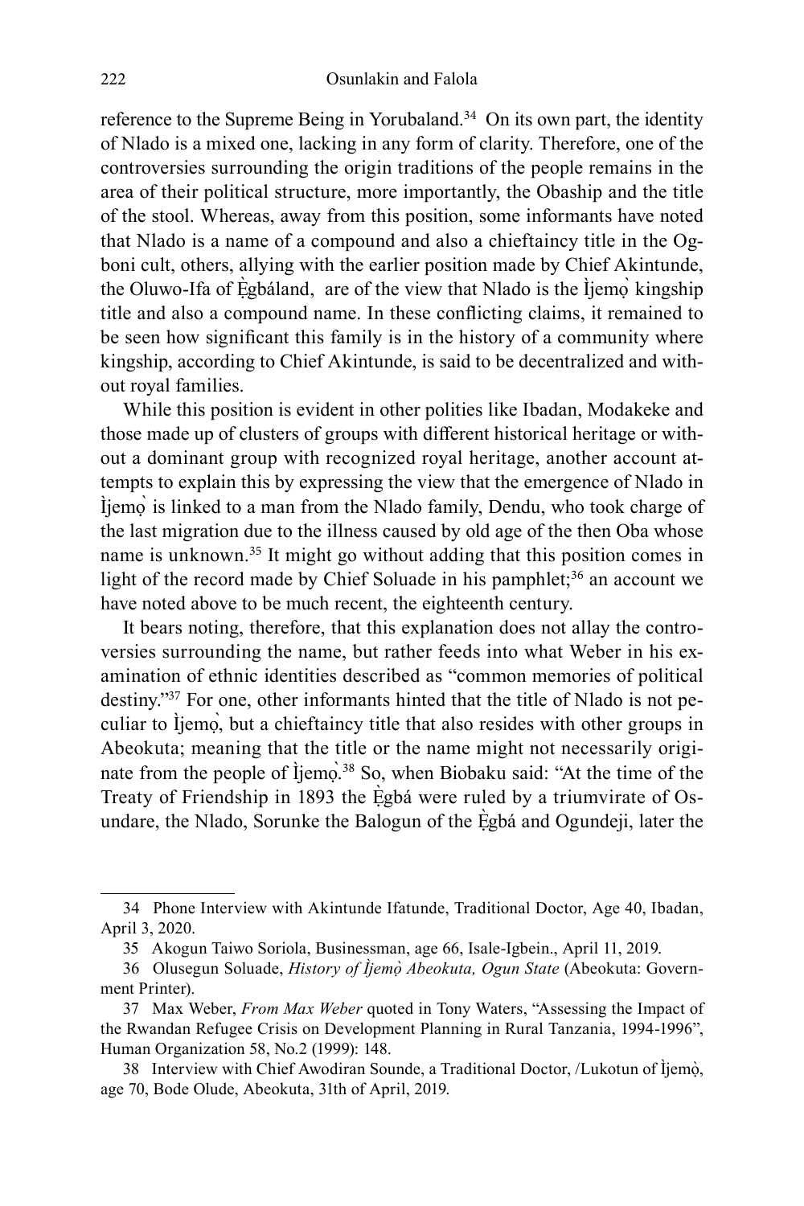reference to the Supreme Being in Yorubaland.[34] On its own part, the identity of Nlado is a mixed one, lacking in any form of clarity. Therefore, one of the controversies surrounding the origin traditions of the people remains in the area of their political structure, more importantly, the Obaship and the title of the stool. Whereas, away from this position, some informants have noted that Nlado is a name of a compound and also a chieftaincy title in the Ogboni cult, others, allying with the earlier position made by Chief Akintunde, the Oluwo-Ifa of Ẹ̀gbáland, are of the view that Nlado is the Ìjẹmọ̀ kingship title and also a compound name. In these conflicting claims, it remained to be seen how significant this family is in the history of a community where kingship, according to Chief Akintunde, is said to be decentralized and without royal families.

While this position is evident in other polities like Ibadan, Modakeke and those made up of clusters of groups with different historical heritage or without a dominant group with recognized royal heritage, another account attempts to explain this by expressing the view that the emergence of Nlado in Ìjẹmọ̀ is linked to a man from the Nlado family, Dendu, who took charge of the last migration due to the illness caused by old age of the then Oba whose name is unknown.[35] It might go without adding that this position comes in light of the record made by Chief Soluade in his pamphlet;[36] an account we have noted above to be much recent, the eighteenth century.

It bears noting, therefore, that this explanation does not allay the controversies surrounding the name, but rather feeds into what Weber in his examination of ethnic identities described as "common memories of political destiny."[37] For one, other informants hinted that the title of Nlado is not peculiar to Ìjẹmọ̀, but a chieftaincy title that also resides with other groups in Abeokuta; meaning that the title or the name might not necessarily originate from the people of Ìjẹmọ̀.[38] So, when Biobaku said: "At the time of the Treaty of Friendship in 1893 the Ẹ̀gbá were ruled by a triumvirate of Osundare, the Nlado, Sorunke the Balogun of the Ẹ̀gbá and Ogundeji, later the

---

34 Phone Interview with Akintunde Ifatunde, Traditional Doctor, Age 40, Ibadan, April 3, 2020.

35 Akogun Taiwo Soriola, Businessman, age 66, Isale-Igbein., April 11, 2019.

36 Olusegun Soluade, *History of Ìjẹmọ̀ Abeokuta, Ogun State* (Abeokuta: Government Printer).

37 Max Weber, *From Max Weber* quoted in Tony Waters, "Assessing the Impact of the Rwandan Refugee Crisis on Development Planning in Rural Tanzania, 1994-1996", Human Organization 58, No.2 (1999): 148.

38 Interview with Chief Awodiran Sounde, a Traditional Doctor, /Lukotun of Ìjẹmọ̀, age 70, Bode Olude, Abeokuta, 31th of April, 2019.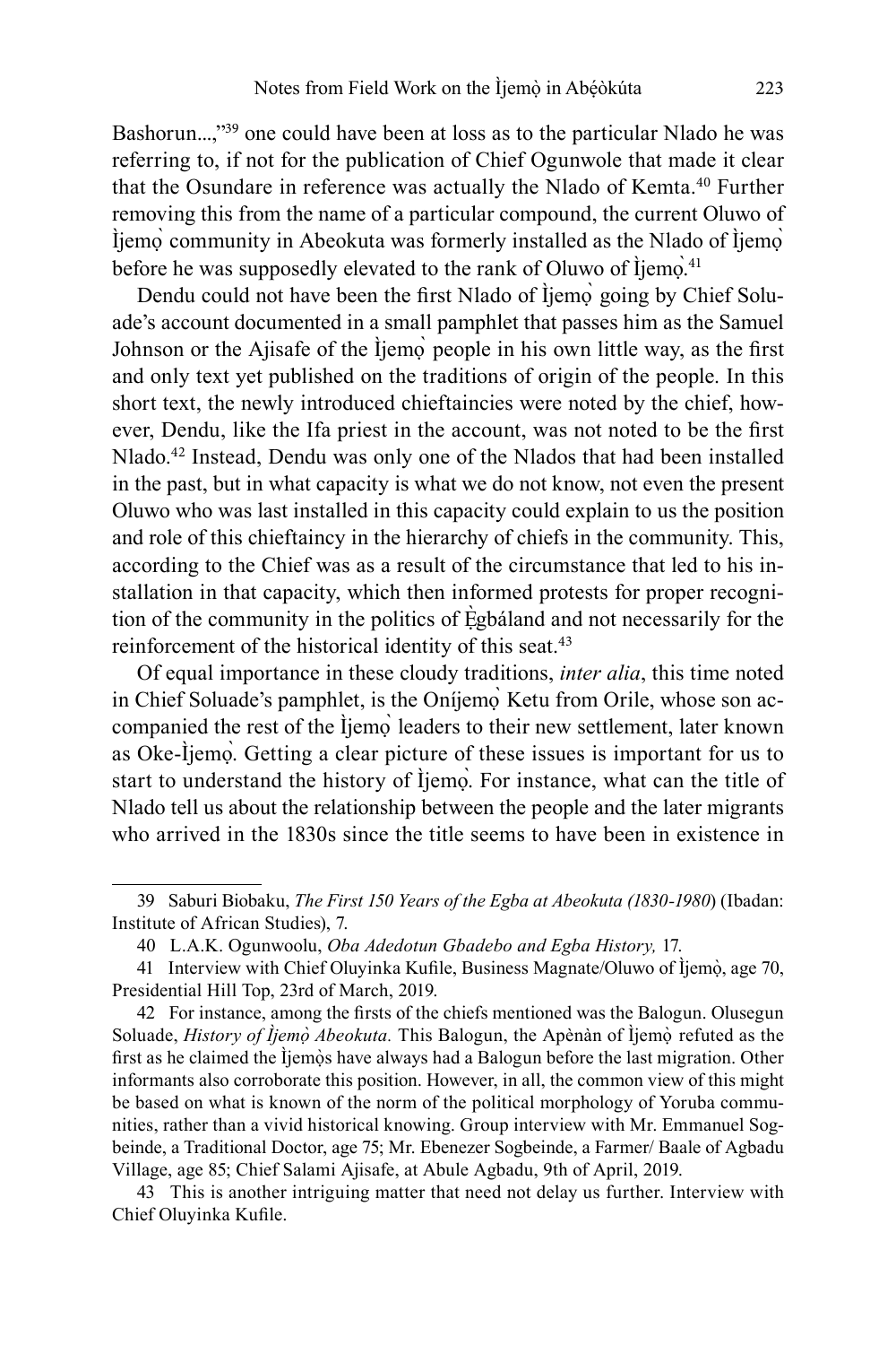Bashorun...,"[39] one could have been at loss as to the particular Nlado he was referring to, if not for the publication of Chief Ogunwole that made it clear that the Osundare in reference was actually the Nlado of Kemta.[40] Further removing this from the name of a particular compound, the current Oluwo of Ìjemọ̀ community in Abeokuta was formerly installed as the Nlado of Ìjemọ̀ before he was supposedly elevated to the rank of Oluwo of Ìjemọ̀.[41]

Dendu could not have been the first Nlado of Ìjemọ̀ going by Chief Soluade's account documented in a small pamphlet that passes him as the Samuel Johnson or the Ajisafe of the Ìjemọ̀ people in his own little way, as the first and only text yet published on the traditions of origin of the people. In this short text, the newly introduced chieftaincies were noted by the chief, however, Dendu, like the Ifa priest in the account, was not noted to be the first Nlado.[42] Instead, Dendu was only one of the Nlados that had been installed in the past, but in what capacity is what we do not know, not even the present Oluwo who was last installed in this capacity could explain to us the position and role of this chieftaincy in the hierarchy of chiefs in the community. This, according to the Chief was as a result of the circumstance that led to his installation in that capacity, which then informed protests for proper recognition of the community in the politics of Ẹ̀gbáland and not necessarily for the reinforcement of the historical identity of this seat.[43]

Of equal importance in these cloudy traditions, *inter alia*, this time noted in Chief Soluade's pamphlet, is the Oníjemọ̀ Ketu from Orile, whose son accompanied the rest of the Ìjemọ̀ leaders to their new settlement, later known as Oke-Ìjemọ̀. Getting a clear picture of these issues is important for us to start to understand the history of Ìjemọ̀. For instance, what can the title of Nlado tell us about the relationship between the people and the later migrants who arrived in the 1830s since the title seems to have been in existence in

---

39 Saburi Biobaku, *The First 150 Years of the Egba at Abeokuta (1830-1980*) (Ibadan: Institute of African Studies), 7.

40 L.A.K. Ogunwoolu, *Oba Adedotun Gbadebo and Egba History,* 17.

41 Interview with Chief Oluyinka Kufile, Business Magnate/Oluwo of Ìjemọ̀, age 70, Presidential Hill Top, 23rd of March, 2019.

42 For instance, among the firsts of the chiefs mentioned was the Balogun. Olusegun Soluade, *History of Ìjemọ̀ Abeokuta.* This Balogun, the Apènàn of Ìjemọ̀ refuted as the first as he claimed the Ìjemọ̀s have always had a Balogun before the last migration. Other informants also corroborate this position. However, in all, the common view of this might be based on what is known of the norm of the political morphology of Yoruba communities, rather than a vivid historical knowing. Group interview with Mr. Emmanuel Sogbeinde, a Traditional Doctor, age 75; Mr. Ebenezer Sogbeinde, a Farmer/ Baale of Agbadu Village, age 85; Chief Salami Ajisafe, at Abule Agbadu, 9th of April, 2019.

43 This is another intriguing matter that need not delay us further. Interview with Chief Oluyinka Kufile.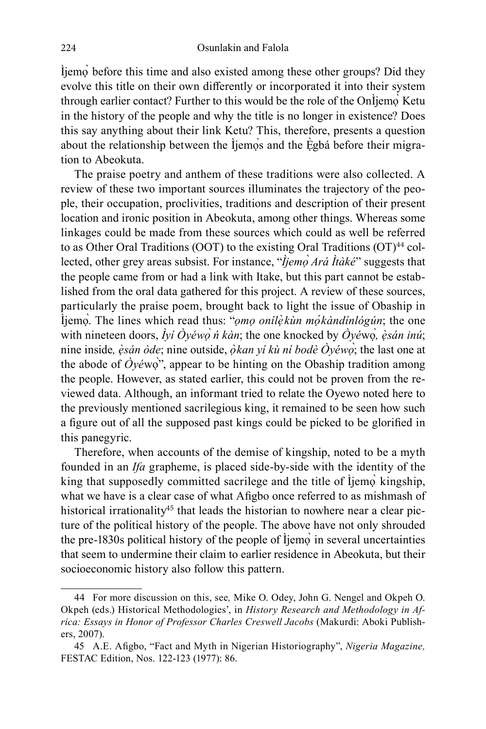Ìjemọ̀ before this time and also existed among these other groups? Did they evolve this title on their own differently or incorporated it into their system through earlier contact? Further to this would be the role of the OnÌjemọ̀ Ketu in the history of the people and why the title is no longer in existence? Does this say anything about their link Ketu? This, therefore, presents a question about the relationship between the Ìjemọ̀s and the Ẹ̀gbá before their migration to Abeokuta.

The praise poetry and anthem of these traditions were also collected. A review of these two important sources illuminates the trajectory of the people, their occupation, proclivities, traditions and description of their present location and ironic position in Abeokuta, among other things. Whereas some linkages could be made from these sources which could as well be referred to as Other Oral Traditions (OOT) to the existing Oral Traditions (OT)[44] collected, other grey areas subsist. For instance, "*Ìjemọ̀ Ará Ìtàkẹ́*" suggests that the people came from or had a link with Itake, but this part cannot be established from the oral data gathered for this project. A review of these sources, particularly the praise poem, brought back to light the issue of Obaship in Ìjemọ̀. The lines which read thus: "*ọmọ onílẹ̀kùn mọ́kàndínlógún*; the one with nineteen doors, *Ìyí Òyéwọ̀ ń kàn*; the one knocked by *Òyé*wọ̀*, ẹ̀sán inú*; nine inside*, ẹ̀sán òde*; nine outside, *ọ̀kan yí kù ní bodè Òyéwọ̀*; the last one at the abode of *Òyé*wọ̀", appear to be hinting on the Obaship tradition among the people. However, as stated earlier, this could not be proven from the reviewed data. Although, an informant tried to relate the Oyewo noted here to the previously mentioned sacrilegious king, it remained to be seen how such a figure out of all the supposed past kings could be picked to be glorified in this panegyric.

Therefore, when accounts of the demise of kingship, noted to be a myth founded in an *Ifa* grapheme, is placed side-by-side with the identity of the king that supposedly committed sacrilege and the title of Ìjemọ̀ kingship, what we have is a clear case of what Afigbo once referred to as mishmash of historical irrationality[45] that leads the historian to nowhere near a clear picture of the political history of the people. The above have not only shrouded the pre-1830s political history of the people of Ìjemọ̀ in several uncertainties that seem to undermine their claim to earlier residence in Abeokuta, but their socioeconomic history also follow this pattern.

---

44 For more discussion on this, see*,* Mike O. Odey, John G. Nengel and Okpeh O. Okpeh (eds.) Historical Methodologies', in *History Research and Methodology in Africa: Essays in Honor of Professor Charles Creswell Jacobs* (Makurdi: Aboki Publishers, 2007).

45 A.E. Afigbo, "Fact and Myth in Nigerian Historiography", *Nigeria Magazine,* FESTAC Edition, Nos. 122-123 (1977): 86.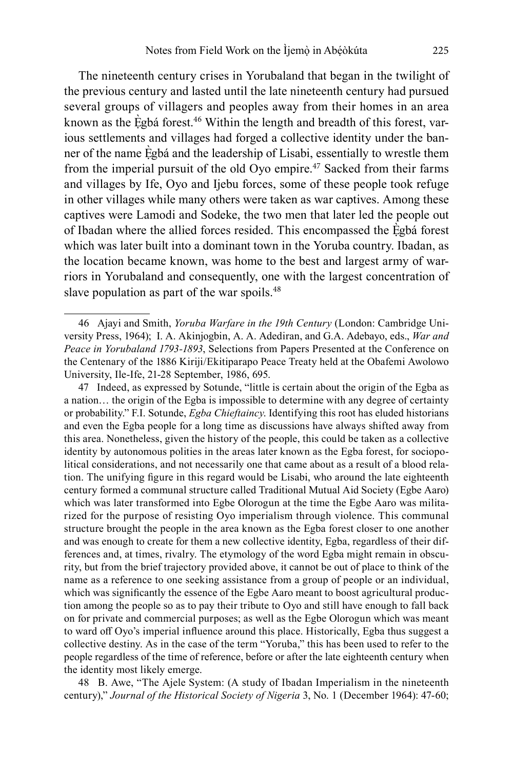The nineteenth century crises in Yorubaland that began in the twilight of the previous century and lasted until the late nineteenth century had pursued several groups of villagers and peoples away from their homes in an area known as the Ẹ̀gbá forest.[46] Within the length and breadth of this forest, various settlements and villages had forged a collective identity under the banner of the name Ẹ̀gbá and the leadership of Lisabi, essentially to wrestle them from the imperial pursuit of the old Oyo empire.[47] Sacked from their farms and villages by Ife, Oyo and Ijebu forces, some of these people took refuge in other villages while many others were taken as war captives. Among these captives were Lamodi and Sodeke, the two men that later led the people out of Ibadan where the allied forces resided. This encompassed the Ẹ̀gbá forest which was later built into a dominant town in the Yoruba country. Ibadan, as the location became known, was home to the best and largest army of warriors in Yorubaland and consequently, one with the largest concentration of slave population as part of the war spoils.[48]

---

46 Ajayi and Smith, *Yoruba Warfare in the 19th Century* (London: Cambridge University Press, 1964); I. A. Akinjogbin, A. A. Adediran, and G.A. Adebayo, eds., *War and Peace in Yorubaland 1793-1893*, Selections from Papers Presented at the Conference on the Centenary of the 1886 Kiriji/Ekitiparapo Peace Treaty held at the Obafemi Awolowo University, Ile-Ife, 21-28 September, 1986, 695.

47 Indeed, as expressed by Sotunde, "little is certain about the origin of the Egba as a nation… the origin of the Egba is impossible to determine with any degree of certainty or probability." F.I. Sotunde, *Egba Chieftaincy*. Identifying this root has eluded historians and even the Egba people for a long time as discussions have always shifted away from this area. Nonetheless, given the history of the people, this could be taken as a collective identity by autonomous polities in the areas later known as the Egba forest, for sociopolitical considerations, and not necessarily one that came about as a result of a blood relation. The unifying figure in this regard would be Lisabi, who around the late eighteenth century formed a communal structure called Traditional Mutual Aid Society (Egbe Aaro) which was later transformed into Egbe Olorogun at the time the Egbe Aaro was militarized for the purpose of resisting Oyo imperialism through violence. This communal structure brought the people in the area known as the Egba forest closer to one another and was enough to create for them a new collective identity, Egba, regardless of their differences and, at times, rivalry. The etymology of the word Egba might remain in obscurity, but from the brief trajectory provided above, it cannot be out of place to think of the name as a reference to one seeking assistance from a group of people or an individual, which was significantly the essence of the Egbe Aaro meant to boost agricultural production among the people so as to pay their tribute to Oyo and still have enough to fall back on for private and commercial purposes; as well as the Egbe Olorogun which was meant to ward off Oyo's imperial influence around this place. Historically, Egba thus suggest a collective destiny. As in the case of the term "Yoruba," this has been used to refer to the people regardless of the time of reference, before or after the late eighteenth century when the identity most likely emerge.

48 B. Awe, "The Ajele System: (A study of Ibadan Imperialism in the nineteenth century)," *Journal of the Historical Society of Nigeria* 3, No. 1 (December 1964): 47-60;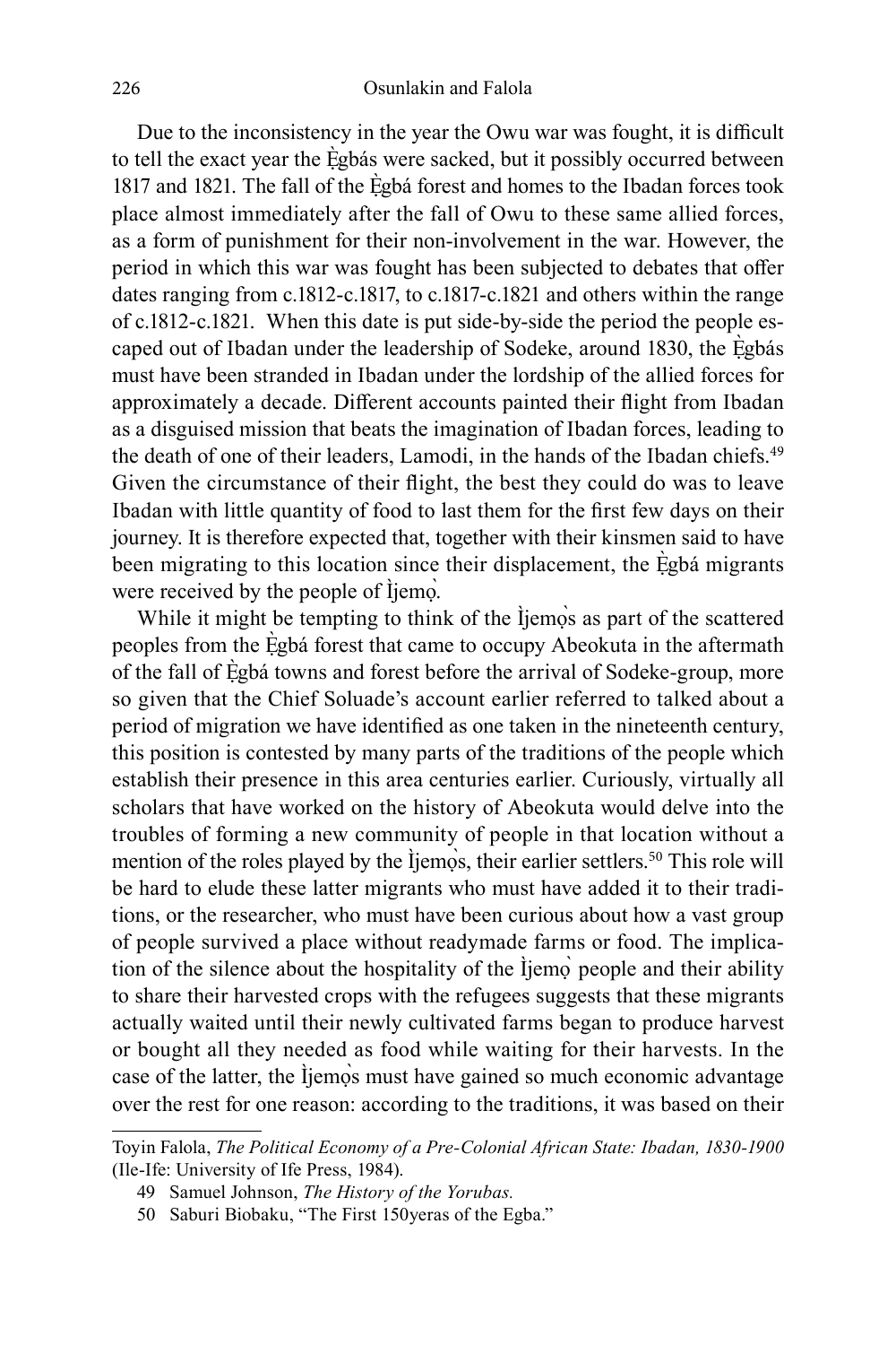Due to the inconsistency in the year the Owu war was fought, it is difficult to tell the exact year the Ẹ̀gbás were sacked, but it possibly occurred between 1817 and 1821. The fall of the Ẹ̀gbá forest and homes to the Ibadan forces took place almost immediately after the fall of Owu to these same allied forces, as a form of punishment for their non-involvement in the war. However, the period in which this war was fought has been subjected to debates that offer dates ranging from c.1812-c.1817, to c.1817-c.1821 and others within the range of c.1812-c.1821. When this date is put side-by-side the period the people escaped out of Ibadan under the leadership of Sodeke, around 1830, the Ẹ̀gbás must have been stranded in Ibadan under the lordship of the allied forces for approximately a decade. Different accounts painted their flight from Ibadan as a disguised mission that beats the imagination of Ibadan forces, leading to the death of one of their leaders, Lamodi, in the hands of the Ibadan chiefs.[49] Given the circumstance of their flight, the best they could do was to leave Ibadan with little quantity of food to last them for the first few days on their journey. It is therefore expected that, together with their kinsmen said to have been migrating to this location since their displacement, the Ẹ̀gbá migrants were received by the people of Ìjẹmọ̀.

While it might be tempting to think of the Ìjẹmọ̀s as part of the scattered peoples from the Ẹ̀gbá forest that came to occupy Abeokuta in the aftermath of the fall of Ẹ̀gbá towns and forest before the arrival of Sodeke-group, more so given that the Chief Soluade's account earlier referred to talked about a period of migration we have identified as one taken in the nineteenth century, this position is contested by many parts of the traditions of the people which establish their presence in this area centuries earlier. Curiously, virtually all scholars that have worked on the history of Abeokuta would delve into the troubles of forming a new community of people in that location without a mention of the roles played by the Ìjẹmọ̀s, their earlier settlers.[50] This role will be hard to elude these latter migrants who must have added it to their traditions, or the researcher, who must have been curious about how a vast group of people survived a place without readymade farms or food. The implication of the silence about the hospitality of the Ìjẹmọ̀ people and their ability to share their harvested crops with the refugees suggests that these migrants actually waited until their newly cultivated farms began to produce harvest or bought all they needed as food while waiting for their harvests. In the case of the latter, the Ìjẹmọ̀s must have gained so much economic advantage over the rest for one reason: according to the traditions, it was based on their

---

Toyin Falola, *The Political Economy of a Pre-Colonial African State: Ibadan, 1830-1900* (Ile-Ife: University of Ife Press, 1984).

49 Samuel Johnson, *The History of the Yorubas.*

50 Saburi Biobaku, "The First 150yeras of the Egba."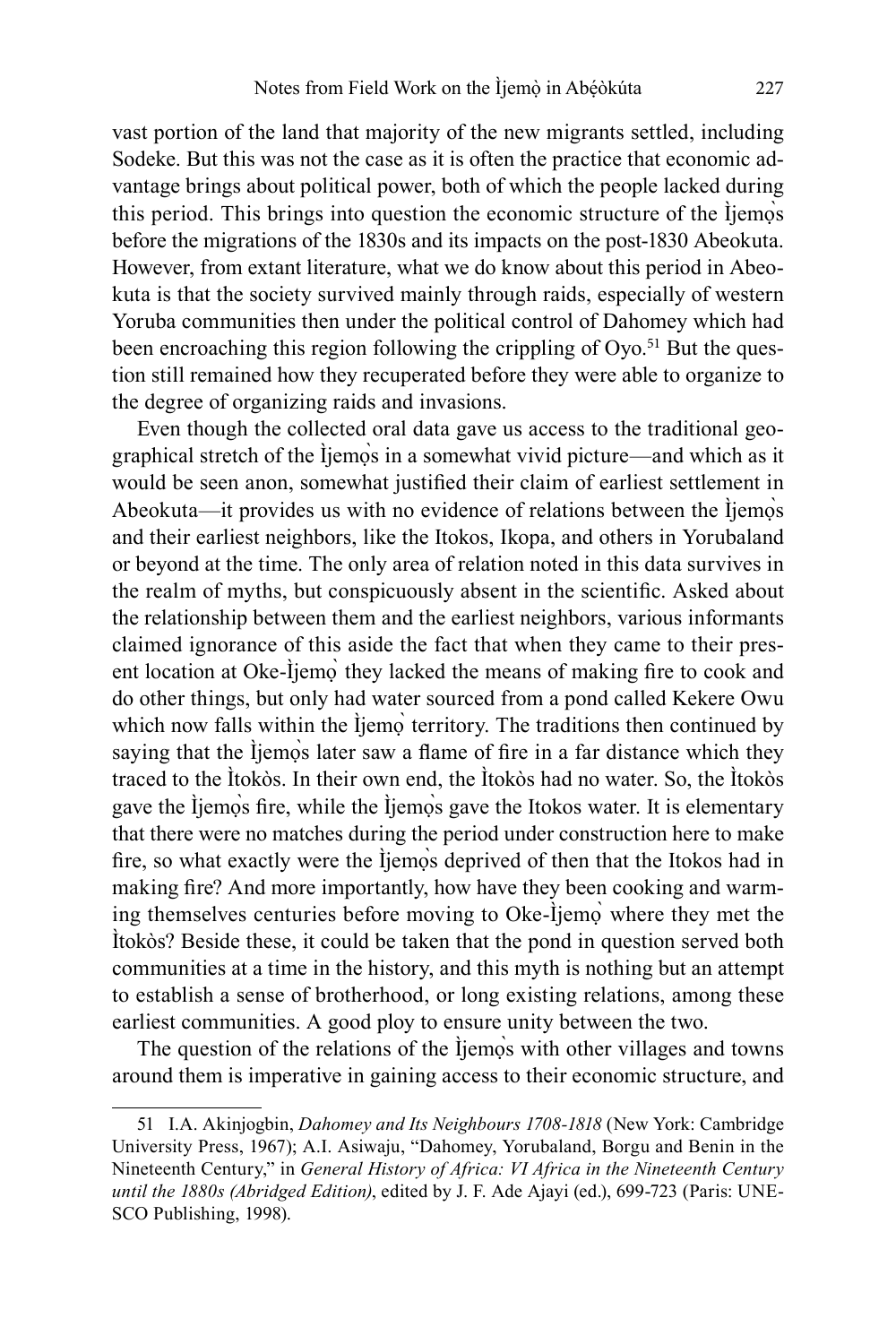vast portion of the land that majority of the new migrants settled, including Sodeke. But this was not the case as it is often the practice that economic advantage brings about political power, both of which the people lacked during this period. This brings into question the economic structure of the Ìjẹmọ̀s before the migrations of the 1830s and its impacts on the post-1830 Abeokuta. However, from extant literature, what we do know about this period in Abeokuta is that the society survived mainly through raids, especially of western Yoruba communities then under the political control of Dahomey which had been encroaching this region following the crippling of Oyo.[51] But the question still remained how they recuperated before they were able to organize to the degree of organizing raids and invasions.

Even though the collected oral data gave us access to the traditional geographical stretch of the Ìjẹmọ̀s in a somewhat vivid picture—and which as it would be seen anon, somewhat justified their claim of earliest settlement in Abeokuta—it provides us with no evidence of relations between the Ìjẹmọ̀s and their earliest neighbors, like the Itokos, Ikopa, and others in Yorubaland or beyond at the time. The only area of relation noted in this data survives in the realm of myths, but conspicuously absent in the scientific. Asked about the relationship between them and the earliest neighbors, various informants claimed ignorance of this aside the fact that when they came to their present location at Oke-Ìjẹmọ̀ they lacked the means of making fire to cook and do other things, but only had water sourced from a pond called Kekere Owu which now falls within the Ìjẹmọ̀ territory. The traditions then continued by saying that the Ìjẹmọ̀s later saw a flame of fire in a far distance which they traced to the Ìtokòs. In their own end, the Ìtokòs had no water. So, the Ìtokòs gave the Ìjẹmọ̀s fire, while the Ìjẹmọ̀s gave the Itokos water. It is elementary that there were no matches during the period under construction here to make fire, so what exactly were the Ìjẹmọ̀s deprived of then that the Itokos had in making fire? And more importantly, how have they been cooking and warming themselves centuries before moving to Oke-Ìjẹmọ̀ where they met the Ìtokòs? Beside these, it could be taken that the pond in question served both communities at a time in the history, and this myth is nothing but an attempt to establish a sense of brotherhood, or long existing relations, among these earliest communities. A good ploy to ensure unity between the two.

The question of the relations of the Ìjẹmọ̀s with other villages and towns around them is imperative in gaining access to their economic structure, and

---

51 I.A. Akinjogbin, *Dahomey and Its Neighbours 1708-1818* (New York: Cambridge University Press, 1967); A.I. Asiwaju, "Dahomey, Yorubaland, Borgu and Benin in the Nineteenth Century," in *General History of Africa: VI Africa in the Nineteenth Century until the 1880s (Abridged Edition)*, edited by J. F. Ade Ajayi (ed.), 699-723 (Paris: UNESCO Publishing, 1998).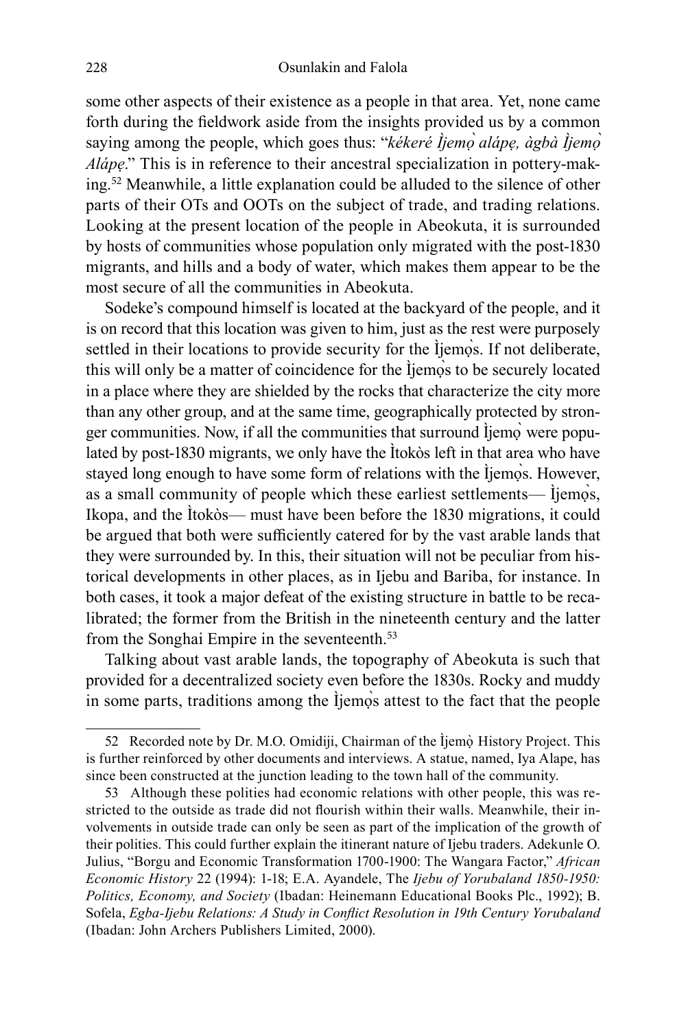some other aspects of their existence as a people in that area. Yet, none came forth during the fieldwork aside from the insights provided us by a common saying among the people, which goes thus: "*kékeré Ìjemọ̀ alápẹ, àgbà Ìjemọ̀ Alápẹ*." This is in reference to their ancestral specialization in pottery-making.[52] Meanwhile, a little explanation could be alluded to the silence of other parts of their OTs and OOTs on the subject of trade, and trading relations. Looking at the present location of the people in Abeokuta, it is surrounded by hosts of communities whose population only migrated with the post-1830 migrants, and hills and a body of water, which makes them appear to be the most secure of all the communities in Abeokuta.

Sodeke's compound himself is located at the backyard of the people, and it is on record that this location was given to him, just as the rest were purposely settled in their locations to provide security for the Ìjemọ̀s. If not deliberate, this will only be a matter of coincidence for the Ìjemọ̀s to be securely located in a place where they are shielded by the rocks that characterize the city more than any other group, and at the same time, geographically protected by stronger communities. Now, if all the communities that surround Ìjemọ̀ were populated by post-1830 migrants, we only have the Ìtokòs left in that area who have stayed long enough to have some form of relations with the Ìjemọ̀s. However, as a small community of people which these earliest settlements— Ìjemọ̀s, Ikopa, and the Ìtokòs— must have been before the 1830 migrations, it could be argued that both were sufficiently catered for by the vast arable lands that they were surrounded by. In this, their situation will not be peculiar from historical developments in other places, as in Ijebu and Bariba, for instance. In both cases, it took a major defeat of the existing structure in battle to be recalibrated; the former from the British in the nineteenth century and the latter from the Songhai Empire in the seventeenth.[53]

Talking about vast arable lands, the topography of Abeokuta is such that provided for a decentralized society even before the 1830s. Rocky and muddy in some parts, traditions among the Ìjemọ̀s attest to the fact that the people

---

52 Recorded note by Dr. M.O. Omidiji, Chairman of the Ìjemọ̀ History Project. This is further reinforced by other documents and interviews. A statue, named, Iya Alape, has since been constructed at the junction leading to the town hall of the community.

53 Although these polities had economic relations with other people, this was restricted to the outside as trade did not flourish within their walls. Meanwhile, their involvements in outside trade can only be seen as part of the implication of the growth of their polities. This could further explain the itinerant nature of Ijebu traders. Adekunle O. Julius, "Borgu and Economic Transformation 1700-1900: The Wangara Factor," *African Economic History* 22 (1994): 1-18; E.A. Ayandele, The *Ijebu of Yorubaland 1850-1950: Politics, Economy, and Society* (Ibadan: Heinemann Educational Books Plc., 1992); B. Sofela, *Egba-Ijebu Relations: A Study in Conflict Resolution in 19th Century Yorubaland* (Ibadan: John Archers Publishers Limited, 2000).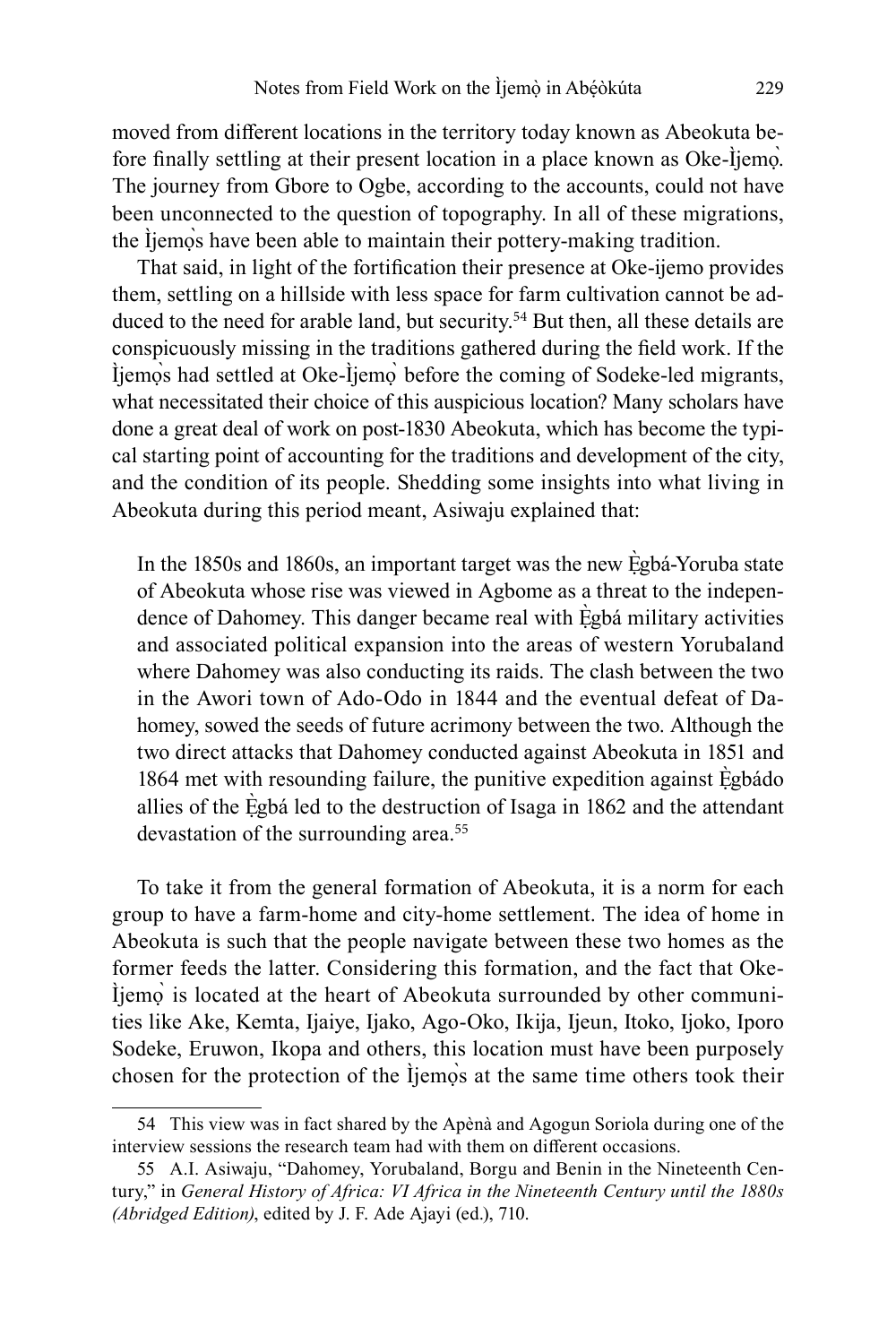moved from different locations in the territory today known as Abeokuta before finally settling at their present location in a place known as Oke-Ìjemọ̀. The journey from Gbore to Ogbe, according to the accounts, could not have been unconnected to the question of topography. In all of these migrations, the Ìjemọ̀s have been able to maintain their pottery-making tradition.

That said, in light of the fortification their presence at Oke-ijemo provides them, settling on a hillside with less space for farm cultivation cannot be adduced to the need for arable land, but security.[54] But then, all these details are conspicuously missing in the traditions gathered during the field work. If the Ìjemọ̀s had settled at Oke-Ìjemọ̀ before the coming of Sodeke-led migrants, what necessitated their choice of this auspicious location? Many scholars have done a great deal of work on post-1830 Abeokuta, which has become the typical starting point of accounting for the traditions and development of the city, and the condition of its people. Shedding some insights into what living in Abeokuta during this period meant, Asiwaju explained that:

> In the 1850s and 1860s, an important target was the new Ẹ̀gbá-Yoruba state of Abeokuta whose rise was viewed in Agbome as a threat to the independence of Dahomey. This danger became real with Ẹ̀gbá military activities and associated political expansion into the areas of western Yorubaland where Dahomey was also conducting its raids. The clash between the two in the Awori town of Ado-Odo in 1844 and the eventual defeat of Dahomey, sowed the seeds of future acrimony between the two. Although the two direct attacks that Dahomey conducted against Abeokuta in 1851 and 1864 met with resounding failure, the punitive expedition against Ẹ̀gbádo allies of the Ẹ̀gbá led to the destruction of Isaga in 1862 and the attendant devastation of the surrounding area.[55]

To take it from the general formation of Abeokuta, it is a norm for each group to have a farm-home and city-home settlement. The idea of home in Abeokuta is such that the people navigate between these two homes as the former feeds the latter. Considering this formation, and the fact that Oke-Ìjemọ̀ is located at the heart of Abeokuta surrounded by other communities like Ake, Kemta, Ijaiye, Ijako, Ago-Oko, Ikija, Ijeun, Itoko, Ijoko, Iporo Sodeke, Eruwon, Ikopa and others, this location must have been purposely chosen for the protection of the Ìjemọ̀s at the same time others took their

---

54 This view was in fact shared by the Apènà and Agogun Soriola during one of the interview sessions the research team had with them on different occasions.

55 A.I. Asiwaju, "Dahomey, Yorubaland, Borgu and Benin in the Nineteenth Century," in *General History of Africa: VI Africa in the Nineteenth Century until the 1880s (Abridged Edition)*, edited by J. F. Ade Ajayi (ed.), 710.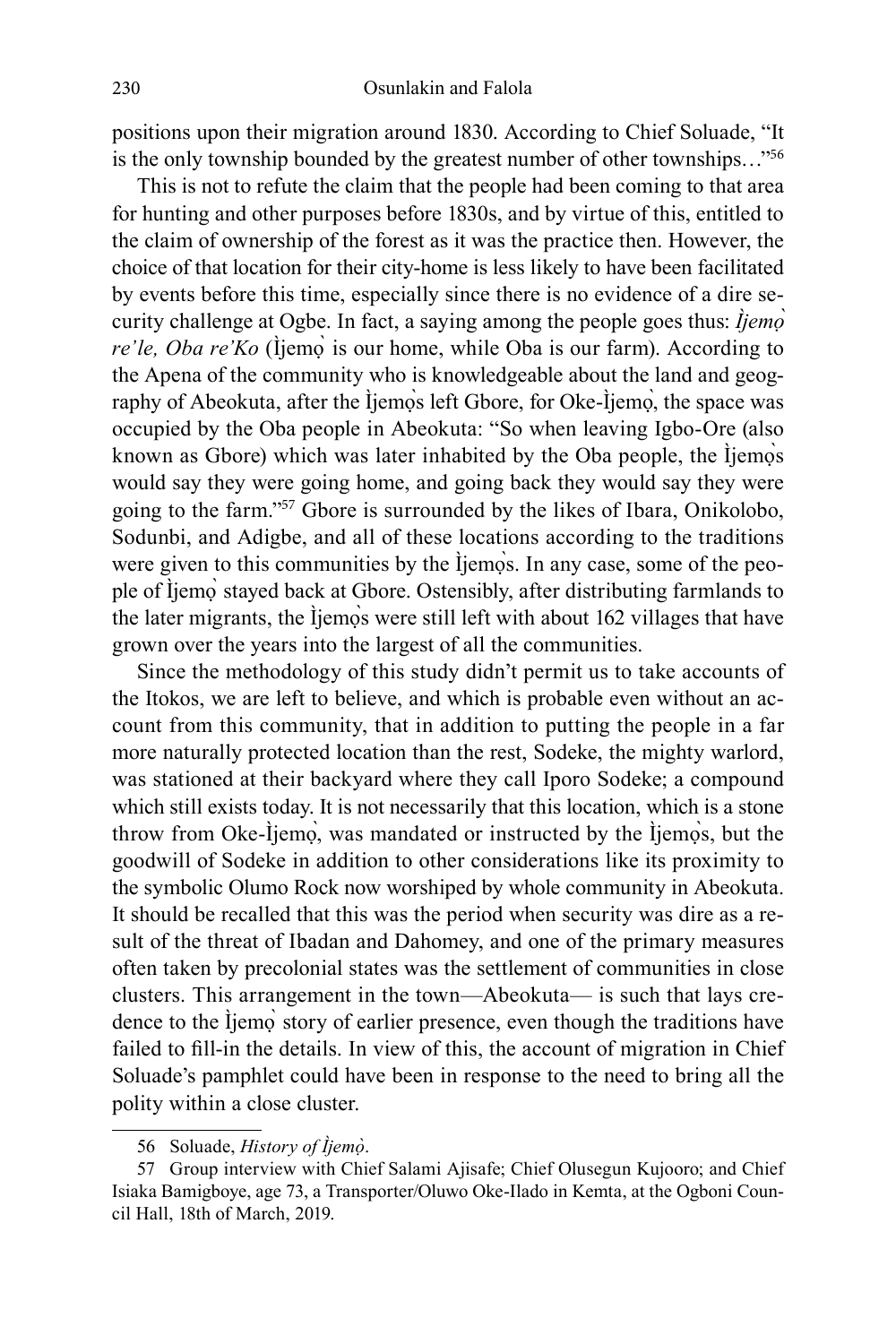positions upon their migration around 1830. According to Chief Soluade, "It is the only township bounded by the greatest number of other townships…"[56]

This is not to refute the claim that the people had been coming to that area for hunting and other purposes before 1830s, and by virtue of this, entitled to the claim of ownership of the forest as it was the practice then. However, the choice of that location for their city-home is less likely to have been facilitated by events before this time, especially since there is no evidence of a dire security challenge at Ogbe. In fact, a saying among the people goes thus: *Ìjẹmọ̀ re'le, Oba re'Ko* (Ìjẹmọ̀ is our home, while Oba is our farm). According to the Apena of the community who is knowledgeable about the land and geography of Abeokuta, after the Ìjẹmọ̀s left Gbore, for Oke-Ìjẹmọ̀, the space was occupied by the Oba people in Abeokuta: "So when leaving Igbo-Ore (also known as Gbore) which was later inhabited by the Oba people, the Ìjẹmọ̀s would say they were going home, and going back they would say they were going to the farm."[57] Gbore is surrounded by the likes of Ibara, Onikolobo, Sodunbi, and Adigbe, and all of these locations according to the traditions were given to this communities by the Ìjẹmọ̀s. In any case, some of the people of Ìjẹmọ̀ stayed back at Gbore. Ostensibly, after distributing farmlands to the later migrants, the Ìjẹmọ̀s were still left with about 162 villages that have grown over the years into the largest of all the communities.

Since the methodology of this study didn't permit us to take accounts of the Itokos, we are left to believe, and which is probable even without an account from this community, that in addition to putting the people in a far more naturally protected location than the rest, Sodeke, the mighty warlord, was stationed at their backyard where they call Iporo Sodeke; a compound which still exists today. It is not necessarily that this location, which is a stone throw from Oke-Ìjẹmọ̀, was mandated or instructed by the Ìjẹmọ̀s, but the goodwill of Sodeke in addition to other considerations like its proximity to the symbolic Olumo Rock now worshiped by whole community in Abeokuta. It should be recalled that this was the period when security was dire as a result of the threat of Ibadan and Dahomey, and one of the primary measures often taken by precolonial states was the settlement of communities in close clusters. This arrangement in the town—Abeokuta— is such that lays credence to the Ìjẹmọ̀ story of earlier presence, even though the traditions have failed to fill-in the details. In view of this, the account of migration in Chief Soluade's pamphlet could have been in response to the need to bring all the polity within a close cluster.

---

56 Soluade, *History of Ìjẹmọ̀*.

57 Group interview with Chief Salami Ajisafe; Chief Olusegun Kujooro; and Chief Isiaka Bamigboye, age 73, a Transporter/Oluwo Oke-Ilado in Kemta, at the Ogboni Council Hall, 18th of March, 2019.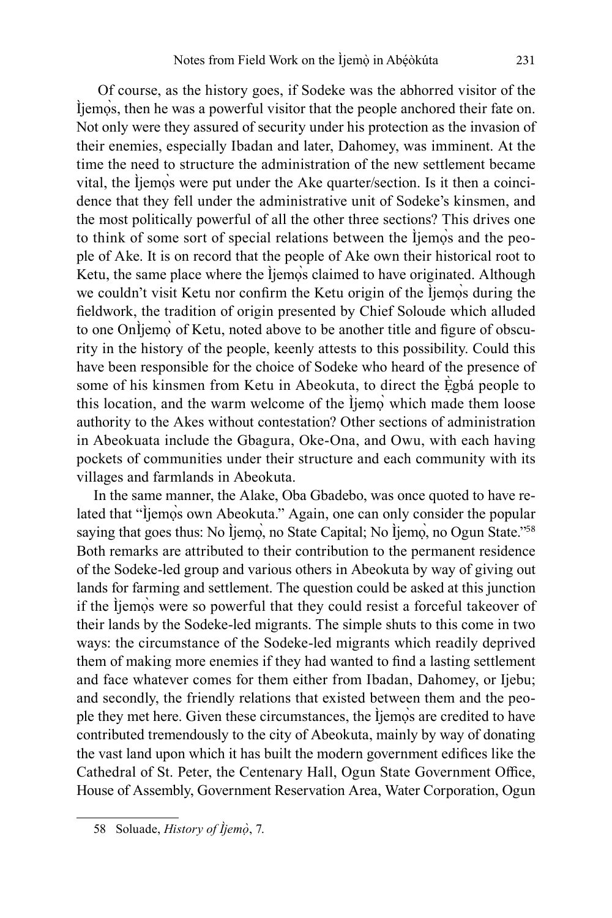Of course, as the history goes, if Sodeke was the abhorred visitor of the Ìjemọ̀s, then he was a powerful visitor that the people anchored their fate on. Not only were they assured of security under his protection as the invasion of their enemies, especially Ibadan and later, Dahomey, was imminent. At the time the need to structure the administration of the new settlement became vital, the Ìjemọ̀s were put under the Ake quarter/section. Is it then a coincidence that they fell under the administrative unit of Sodeke's kinsmen, and the most politically powerful of all the other three sections? This drives one to think of some sort of special relations between the Ìjemọ̀s and the people of Ake. It is on record that the people of Ake own their historical root to Ketu, the same place where the Ìjemọ̀s claimed to have originated. Although we couldn't visit Ketu nor confirm the Ketu origin of the Ìjemọ̀s during the fieldwork, the tradition of origin presented by Chief Soloude which alluded to one OnÌjemọ̀ of Ketu, noted above to be another title and figure of obscurity in the history of the people, keenly attests to this possibility. Could this have been responsible for the choice of Sodeke who heard of the presence of some of his kinsmen from Ketu in Abeokuta, to direct the Ẹ̀gbá people to this location, and the warm welcome of the Ìjemọ̀ which made them loose authority to the Akes without contestation? Other sections of administration in Abeokuata include the Gbagura, Oke-Ona, and Owu, with each having pockets of communities under their structure and each community with its villages and farmlands in Abeokuta.

In the same manner, the Alake, Oba Gbadebo, was once quoted to have related that "Ìjemọ̀s own Abeokuta." Again, one can only consider the popular saying that goes thus: No Ìjemọ̀, no State Capital; No Ìjemọ̀, no Ogun State."[58] Both remarks are attributed to their contribution to the permanent residence of the Sodeke-led group and various others in Abeokuta by way of giving out lands for farming and settlement. The question could be asked at this junction if the Ìjemọ̀s were so powerful that they could resist a forceful takeover of their lands by the Sodeke-led migrants. The simple shuts to this come in two ways: the circumstance of the Sodeke-led migrants which readily deprived them of making more enemies if they had wanted to find a lasting settlement and face whatever comes for them either from Ibadan, Dahomey, or Ijebu; and secondly, the friendly relations that existed between them and the people they met here. Given these circumstances, the Ìjemọ̀s are credited to have contributed tremendously to the city of Abeokuta, mainly by way of donating the vast land upon which it has built the modern government edifices like the Cathedral of St. Peter, the Centenary Hall, Ogun State Government Office, House of Assembly, Government Reservation Area, Water Corporation, Ogun

---

58 Soluade, *History of Ìjemọ̀*, 7.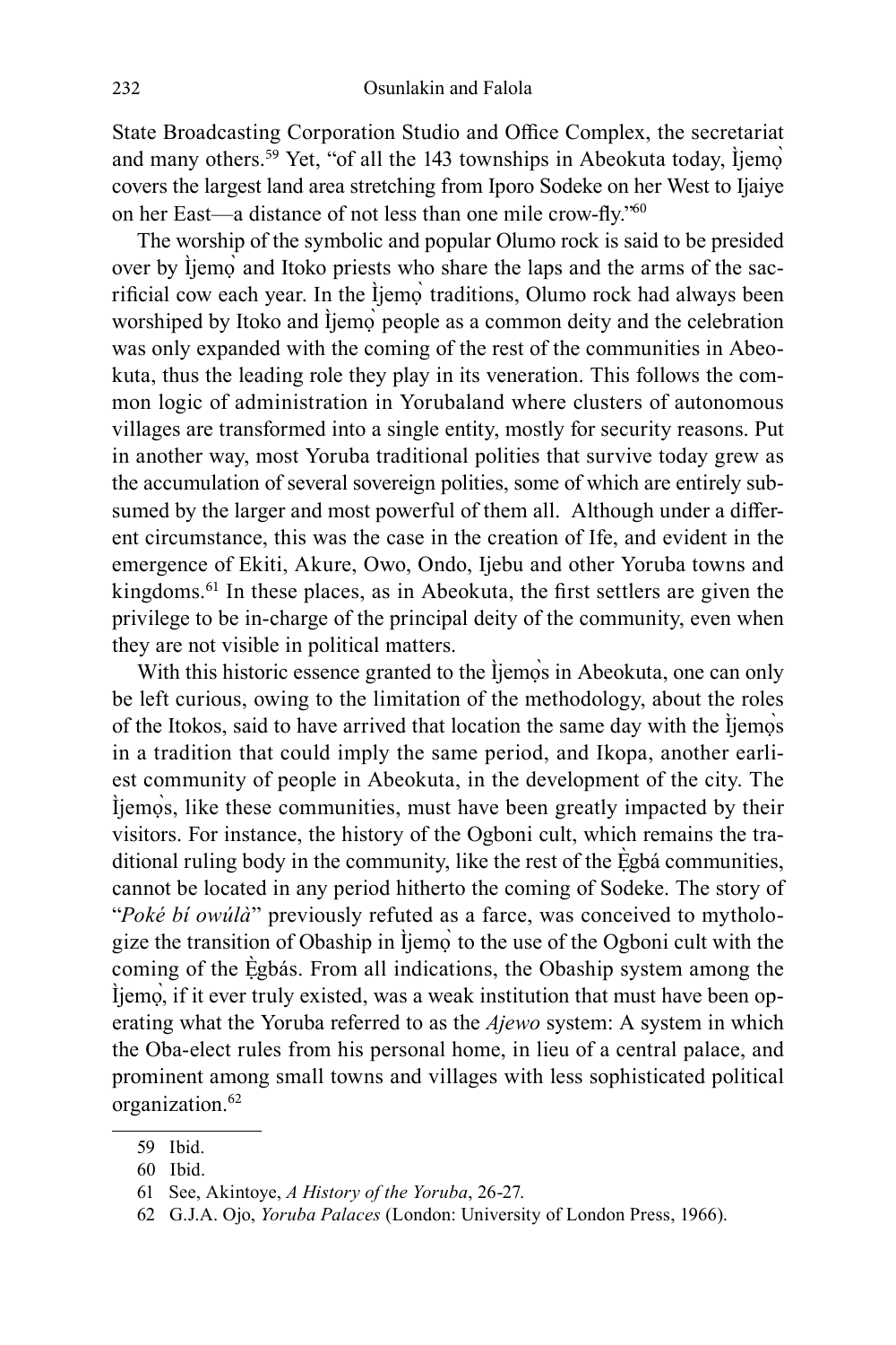State Broadcasting Corporation Studio and Office Complex, the secretariat and many others.[59] Yet, "of all the 143 townships in Abeokuta today, Ìjemọ̀ covers the largest land area stretching from Iporo Sodeke on her West to Ijaiye on her East—a distance of not less than one mile crow-fly."[60]

The worship of the symbolic and popular Olumo rock is said to be presided over by Ìjemọ̀ and Itoko priests who share the laps and the arms of the sacrificial cow each year. In the Ìjemọ̀ traditions, Olumo rock had always been worshiped by Itoko and Ìjemọ̀ people as a common deity and the celebration was only expanded with the coming of the rest of the communities in Abeokuta, thus the leading role they play in its veneration. This follows the common logic of administration in Yorubaland where clusters of autonomous villages are transformed into a single entity, mostly for security reasons. Put in another way, most Yoruba traditional polities that survive today grew as the accumulation of several sovereign polities, some of which are entirely subsumed by the larger and most powerful of them all. Although under a different circumstance, this was the case in the creation of Ife, and evident in the emergence of Ekiti, Akure, Owo, Ondo, Ijebu and other Yoruba towns and kingdoms.[61] In these places, as in Abeokuta, the first settlers are given the privilege to be in-charge of the principal deity of the community, even when they are not visible in political matters.

With this historic essence granted to the Ìjemọ̀s in Abeokuta, one can only be left curious, owing to the limitation of the methodology, about the roles of the Itokos, said to have arrived that location the same day with the Ìjemọ̀s in a tradition that could imply the same period, and Ikopa, another earliest community of people in Abeokuta, in the development of the city. The Ìjemọ̀s, like these communities, must have been greatly impacted by their visitors. For instance, the history of the Ogboni cult, which remains the traditional ruling body in the community, like the rest of the Ẹ̀gbá communities, cannot be located in any period hitherto the coming of Sodeke. The story of "*Poké bí owúlà*" previously refuted as a farce, was conceived to mythologize the transition of Obaship in Ìjemọ̀ to the use of the Ogboni cult with the coming of the Ẹ̀gbás. From all indications, the Obaship system among the Ìjemọ̀, if it ever truly existed, was a weak institution that must have been operating what the Yoruba referred to as the *Ajewo* system: A system in which the Oba-elect rules from his personal home, in lieu of a central palace, and prominent among small towns and villages with less sophisticated political organization.[62]

59 Ibid.

60 Ibid.

61 See, Akintoye, *A History of the Yoruba*, 26-27.

62 G.J.A. Ojo, *Yoruba Palaces* (London: University of London Press, 1966).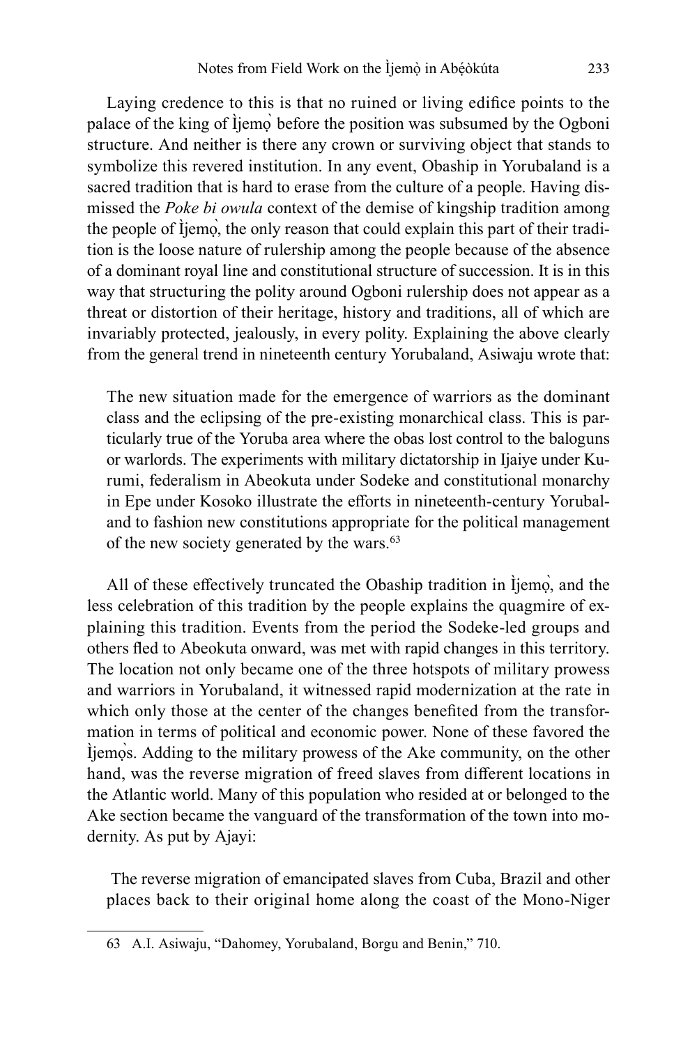Laying credence to this is that no ruined or living edifice points to the palace of the king of Ìjemọ̀ before the position was subsumed by the Ogboni structure. And neither is there any crown or surviving object that stands to symbolize this revered institution. In any event, Obaship in Yorubaland is a sacred tradition that is hard to erase from the culture of a people. Having dismissed the *Poke bi owula* context of the demise of kingship tradition among the people of Ìjemọ̀, the only reason that could explain this part of their tradition is the loose nature of rulership among the people because of the absence of a dominant royal line and constitutional structure of succession. It is in this way that structuring the polity around Ogboni rulership does not appear as a threat or distortion of their heritage, history and traditions, all of which are invariably protected, jealously, in every polity. Explaining the above clearly from the general trend in nineteenth century Yorubaland, Asiwaju wrote that:

> The new situation made for the emergence of warriors as the dominant class and the eclipsing of the pre-existing monarchical class. This is particularly true of the Yoruba area where the obas lost control to the baloguns or warlords. The experiments with military dictatorship in Ijaiye under Kurumi, federalism in Abeokuta under Sodeke and constitutional monarchy in Epe under Kosoko illustrate the efforts in nineteenth-century Yorubaland to fashion new constitutions appropriate for the political management of the new society generated by the wars.[63]

All of these effectively truncated the Obaship tradition in Ìjemọ̀, and the less celebration of this tradition by the people explains the quagmire of explaining this tradition. Events from the period the Sodeke-led groups and others fled to Abeokuta onward, was met with rapid changes in this territory. The location not only became one of the three hotspots of military prowess and warriors in Yorubaland, it witnessed rapid modernization at the rate in which only those at the center of the changes benefited from the transformation in terms of political and economic power. None of these favored the Ìjemọ̀s. Adding to the military prowess of the Ake community, on the other hand, was the reverse migration of freed slaves from different locations in the Atlantic world. Many of this population who resided at or belonged to the Ake section became the vanguard of the transformation of the town into modernity. As put by Ajayi:

> The reverse migration of emancipated slaves from Cuba, Brazil and other places back to their original home along the coast of the Mono-Niger

---

63 A.I. Asiwaju, "Dahomey, Yorubaland, Borgu and Benin," 710.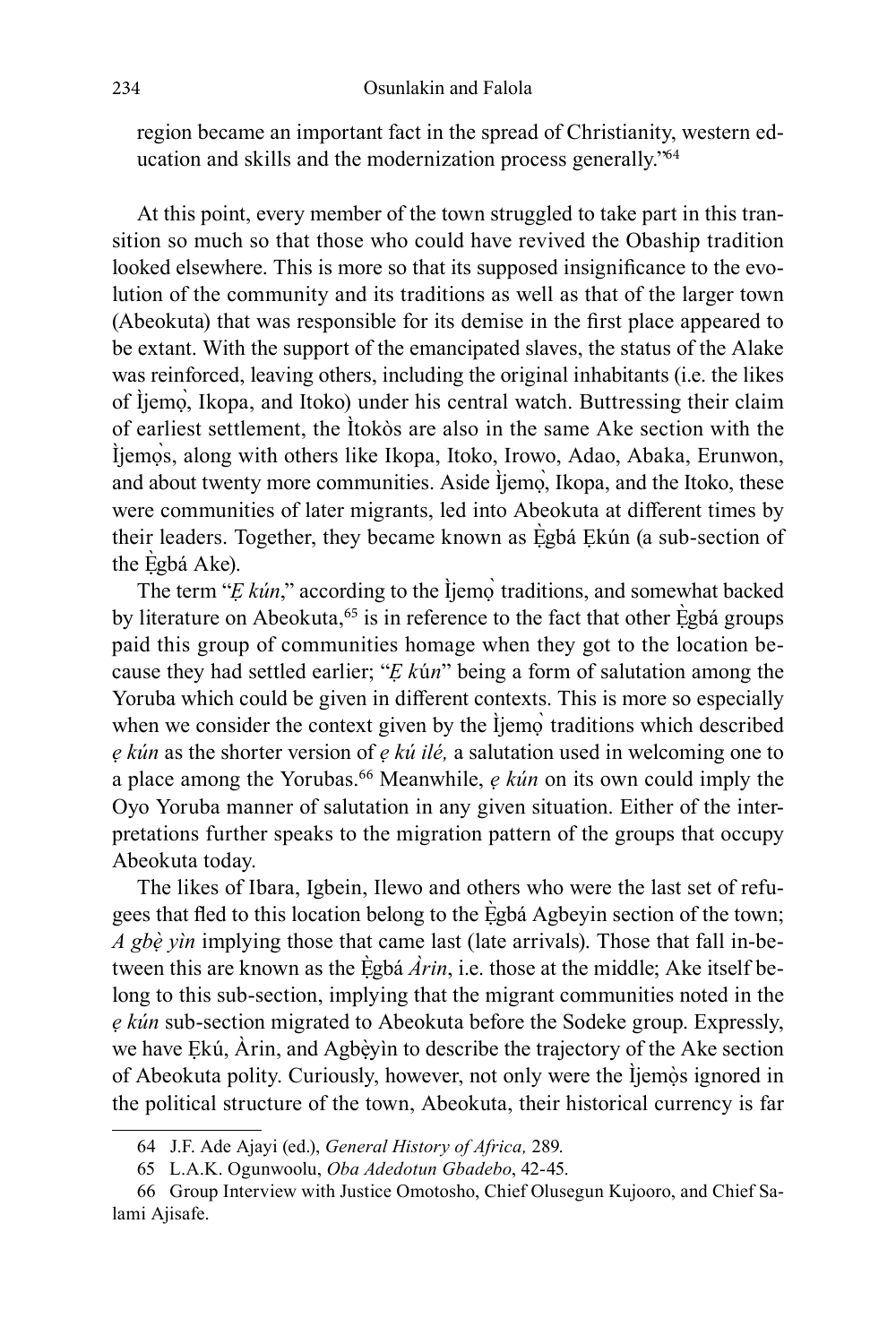region became an important fact in the spread of Christianity, western education and skills and the modernization process generally."[64]

At this point, every member of the town struggled to take part in this transition so much so that those who could have revived the Obaship tradition looked elsewhere. This is more so that its supposed insignificance to the evolution of the community and its traditions as well as that of the larger town (Abeokuta) that was responsible for its demise in the first place appeared to be extant. With the support of the emancipated slaves, the status of the Alake was reinforced, leaving others, including the original inhabitants (i.e. the likes of Ìjemọ̀, Ikopa, and Itoko) under his central watch. Buttressing their claim of earliest settlement, the Ìtokòs are also in the same Ake section with the Ìjemọ̀s, along with others like Ikopa, Itoko, Irowo, Adao, Abaka, Erunwon, and about twenty more communities. Aside Ìjemọ̀, Ikopa, and the Itoko, these were communities of later migrants, led into Abeokuta at different times by their leaders. Together, they became known as Ẹ̀gbá Ẹkún (a sub-section of the Ẹ̀gbá Ake).

The term "*Ẹ kún*," according to the Ìjemọ̀ traditions, and somewhat backed by literature on Abeokuta,[65] is in reference to the fact that other Ẹ̀gbá groups paid this group of communities homage when they got to the location because they had settled earlier; "*Ẹ kún*" being a form of salutation among the Yoruba which could be given in different contexts. This is more so especially when we consider the context given by the Ìjemọ̀ traditions which described *ẹ kún* as the shorter version of *ẹ kú ilé,* a salutation used in welcoming one to a place among the Yorubas.[66] Meanwhile, *ẹ kún* on its own could imply the Oyo Yoruba manner of salutation in any given situation. Either of the interpretations further speaks to the migration pattern of the groups that occupy Abeokuta today.

The likes of Ibara, Igbein, Ilewo and others who were the last set of refugees that fled to this location belong to the Ẹ̀gbá Agbeyin section of the town; *A gbẹ̀ yìn* implying those that came last (late arrivals). Those that fall in-between this are known as the Ẹ̀gbá *Àrin*, i.e. those at the middle; Ake itself belong to this sub-section, implying that the migrant communities noted in the *ẹ kún* sub-section migrated to Abeokuta before the Sodeke group. Expressly, we have Ẹkú, Àrin, and Agbẹ̀yìn to describe the trajectory of the Ake section of Abeokuta polity. Curiously, however, not only were the Ìjemọ̀s ignored in the political structure of the town, Abeokuta, their historical currency is far

64 J.F. Ade Ajayi (ed.), *General History of Africa,* 289.

65 L.A.K. Ogunwoolu, *Oba Adedotun Gbadebo*, 42-45.

66 Group Interview with Justice Omotosho, Chief Olusegun Kujooro, and Chief Salami Ajisafe.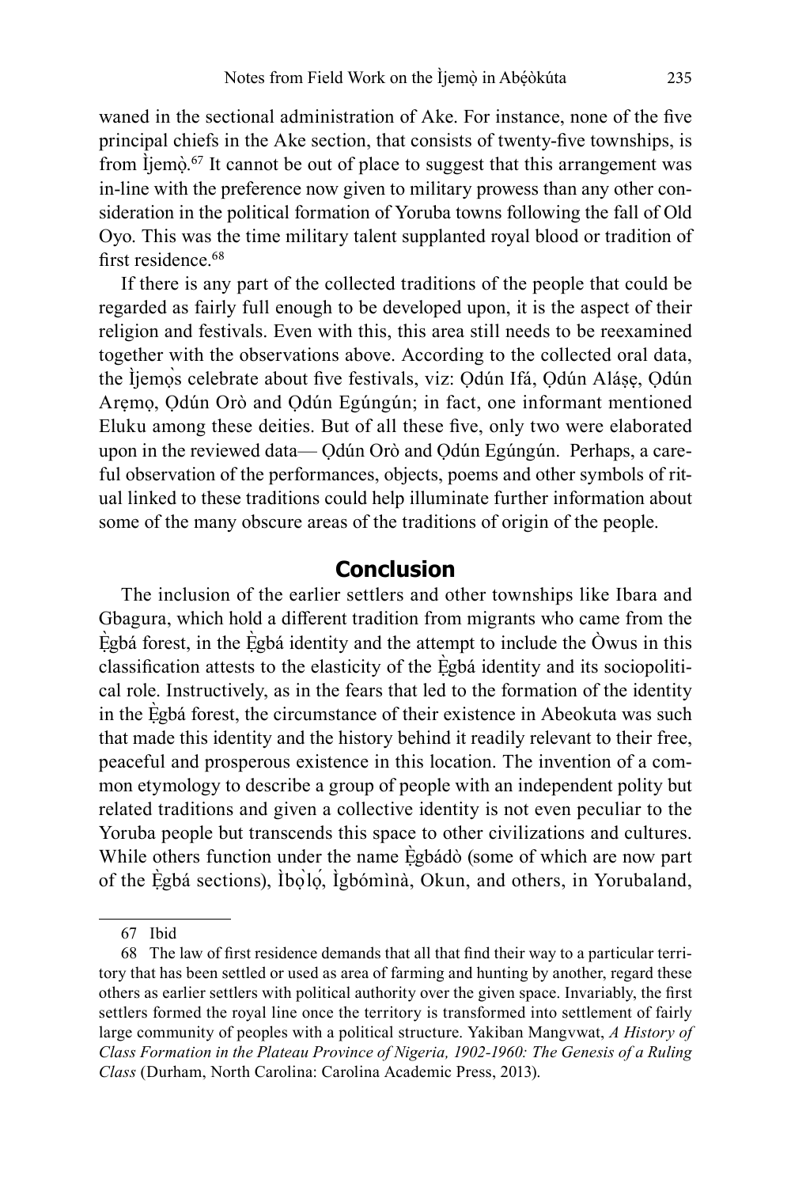waned in the sectional administration of Ake. For instance, none of the five principal chiefs in the Ake section, that consists of twenty-five townships, is from Ìjẹmọ̀.[67] It cannot be out of place to suggest that this arrangement was in-line with the preference now given to military prowess than any other consideration in the political formation of Yoruba towns following the fall of Old Oyo. This was the time military talent supplanted royal blood or tradition of first residence.[68]

If there is any part of the collected traditions of the people that could be regarded as fairly full enough to be developed upon, it is the aspect of their religion and festivals. Even with this, this area still needs to be reexamined together with the observations above. According to the collected oral data, the Ìjẹmọ̀s celebrate about five festivals, viz: Ọdún Ifá, Ọdún Aláṣẹ, Ọdún Arẹmọ, Ọdún Orò and Ọdún Egúngún; in fact, one informant mentioned Eluku among these deities. But of all these five, only two were elaborated upon in the reviewed data— Ọdún Orò and Ọdún Egúngún. Perhaps, a careful observation of the performances, objects, poems and other symbols of ritual linked to these traditions could help illuminate further information about some of the many obscure areas of the traditions of origin of the people.

## Conclusion

The inclusion of the earlier settlers and other townships like Ibara and Gbagura, which hold a different tradition from migrants who came from the Ẹ̀gbá forest, in the Ẹ̀gbá identity and the attempt to include the Òwus in this classification attests to the elasticity of the Ẹ̀gbá identity and its sociopolitical role. Instructively, as in the fears that led to the formation of the identity in the Ẹ̀gbá forest, the circumstance of their existence in Abeokuta was such that made this identity and the history behind it readily relevant to their free, peaceful and prosperous existence in this location. The invention of a common etymology to describe a group of people with an independent polity but related traditions and given a collective identity is not even peculiar to the Yoruba people but transcends this space to other civilizations and cultures. While others function under the name Ẹ̀gbádò (some of which are now part of the Ẹ̀gbá sections), Ìbọ̀lọ́, Ìgbómìnà, Okun, and others, in Yorubaland,

---

67 Ibid

68 The law of first residence demands that all that find their way to a particular territory that has been settled or used as area of farming and hunting by another, regard these others as earlier settlers with political authority over the given space. Invariably, the first settlers formed the royal line once the territory is transformed into settlement of fairly large community of peoples with a political structure. Yakiban Mangvwat, *A History of Class Formation in the Plateau Province of Nigeria, 1902-1960: The Genesis of a Ruling Class* (Durham, North Carolina: Carolina Academic Press, 2013).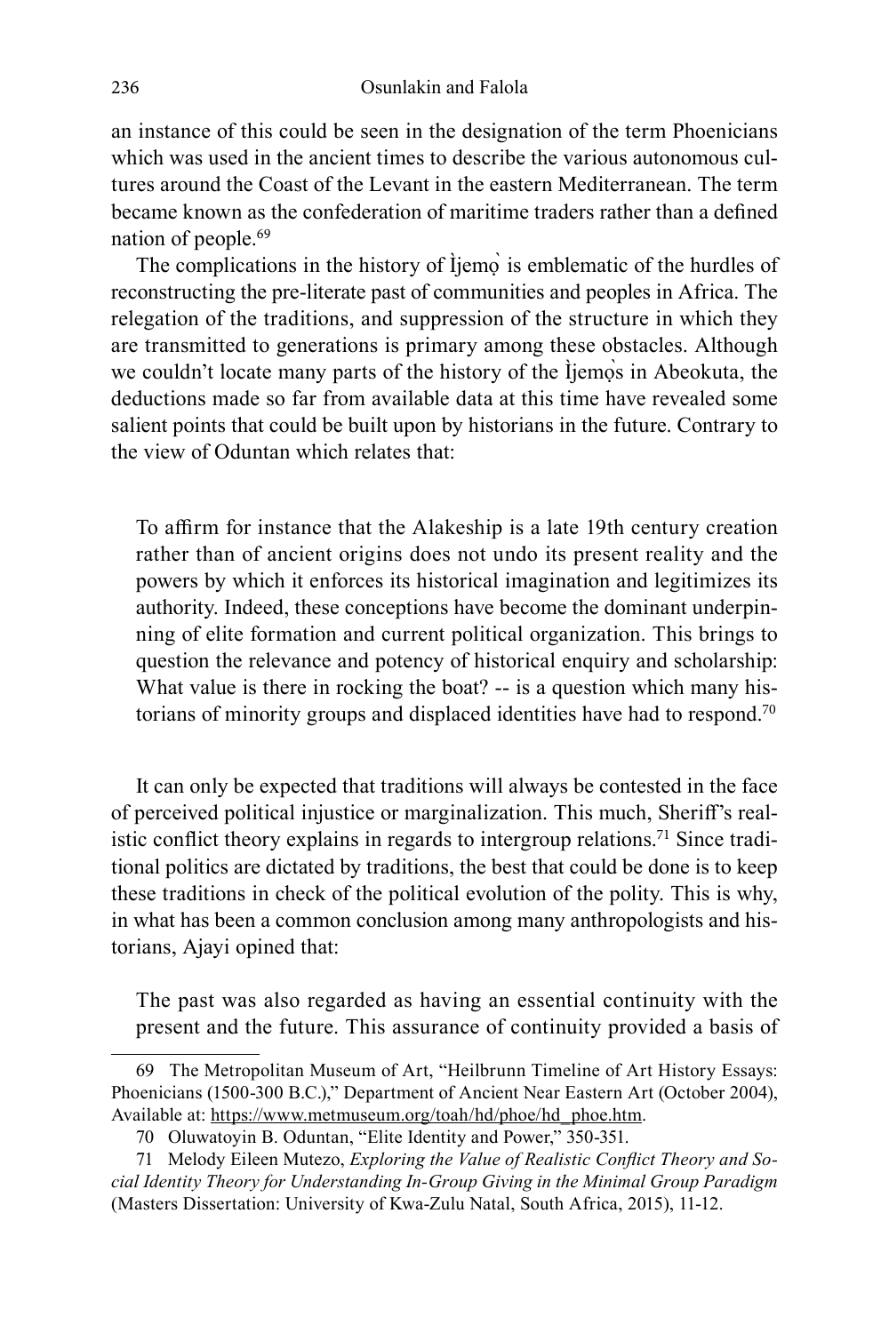an instance of this could be seen in the designation of the term Phoenicians which was used in the ancient times to describe the various autonomous cultures around the Coast of the Levant in the eastern Mediterranean. The term became known as the confederation of maritime traders rather than a defined nation of people.[69]

The complications in the history of Ìjẹmọ̀ is emblematic of the hurdles of reconstructing the pre-literate past of communities and peoples in Africa. The relegation of the traditions, and suppression of the structure in which they are transmitted to generations is primary among these obstacles. Although we couldn't locate many parts of the history of the Ìjẹmọ̀s in Abeokuta, the deductions made so far from available data at this time have revealed some salient points that could be built upon by historians in the future. Contrary to the view of Oduntan which relates that:

> To affirm for instance that the Alakeship is a late 19th century creation rather than of ancient origins does not undo its present reality and the powers by which it enforces its historical imagination and legitimizes its authority. Indeed, these conceptions have become the dominant underpinning of elite formation and current political organization. This brings to question the relevance and potency of historical enquiry and scholarship: What value is there in rocking the boat? -- is a question which many historians of minority groups and displaced identities have had to respond.[70]

It can only be expected that traditions will always be contested in the face of perceived political injustice or marginalization. This much, Sheriff's realistic conflict theory explains in regards to intergroup relations.[71] Since traditional politics are dictated by traditions, the best that could be done is to keep these traditions in check of the political evolution of the polity. This is why, in what has been a common conclusion among many anthropologists and historians, Ajayi opined that:

> The past was also regarded as having an essential continuity with the present and the future. This assurance of continuity provided a basis of

---

69 The Metropolitan Museum of Art, "Heilbrunn Timeline of Art History Essays: Phoenicians (1500-300 B.C.)," Department of Ancient Near Eastern Art (October 2004), Available at: https://www.metmuseum.org/toah/hd/phoe/hd_phoe.htm.

70 Oluwatoyin B. Oduntan, "Elite Identity and Power," 350-351.

71 Melody Eileen Mutezo, *Exploring the Value of Realistic Conflict Theory and Social Identity Theory for Understanding In-Group Giving in the Minimal Group Paradigm* (Masters Dissertation: University of Kwa-Zulu Natal, South Africa, 2015), 11-12.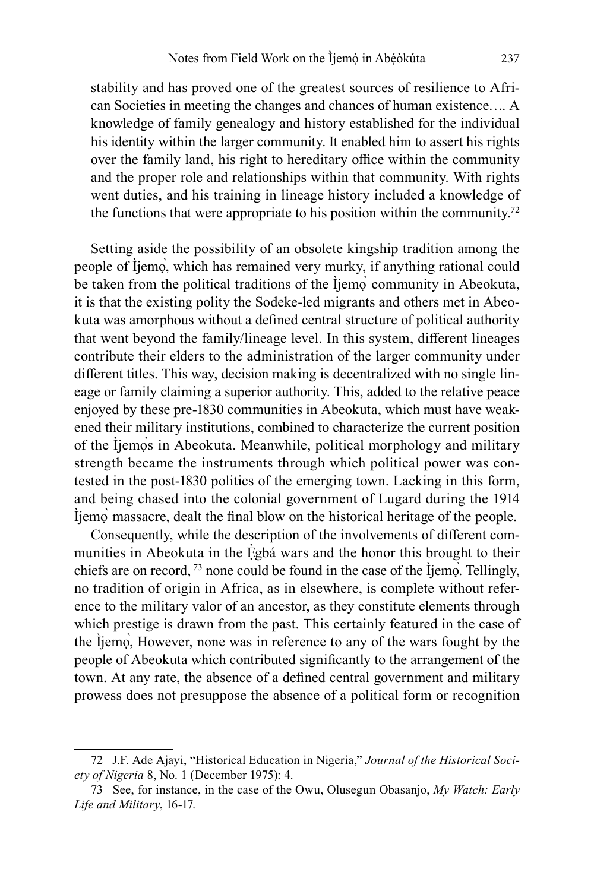stability and has proved one of the greatest sources of resilience to African Societies in meeting the changes and chances of human existence…. A knowledge of family genealogy and history established for the individual his identity within the larger community. It enabled him to assert his rights over the family land, his right to hereditary office within the community and the proper role and relationships within that community. With rights went duties, and his training in lineage history included a knowledge of the functions that were appropriate to his position within the community.[72]

Setting aside the possibility of an obsolete kingship tradition among the people of Ìjemọ̀, which has remained very murky, if anything rational could be taken from the political traditions of the Ìjemọ̀ community in Abeokuta, it is that the existing polity the Sodeke-led migrants and others met in Abeokuta was amorphous without a defined central structure of political authority that went beyond the family/lineage level. In this system, different lineages contribute their elders to the administration of the larger community under different titles. This way, decision making is decentralized with no single lineage or family claiming a superior authority. This, added to the relative peace enjoyed by these pre-1830 communities in Abeokuta, which must have weakened their military institutions, combined to characterize the current position of the Ìjemọ̀s in Abeokuta. Meanwhile, political morphology and military strength became the instruments through which political power was contested in the post-1830 politics of the emerging town. Lacking in this form, and being chased into the colonial government of Lugard during the 1914 Ìjemọ̀ massacre, dealt the final blow on the historical heritage of the people.

Consequently, while the description of the involvements of different communities in Abeokuta in the Ẹ̀gbá wars and the honor this brought to their chiefs are on record, [73] none could be found in the case of the Ìjemọ̀. Tellingly, no tradition of origin in Africa, as in elsewhere, is complete without reference to the military valor of an ancestor, as they constitute elements through which prestige is drawn from the past. This certainly featured in the case of the Ìjemọ̀, However, none was in reference to any of the wars fought by the people of Abeokuta which contributed significantly to the arrangement of the town. At any rate, the absence of a defined central government and military prowess does not presuppose the absence of a political form or recognition

---

72 J.F. Ade Ajayi, "Historical Education in Nigeria," *Journal of the Historical Society of Nigeria* 8, No. 1 (December 1975): 4.

73 See, for instance, in the case of the Owu, Olusegun Obasanjo, *My Watch: Early Life and Military*, 16-17.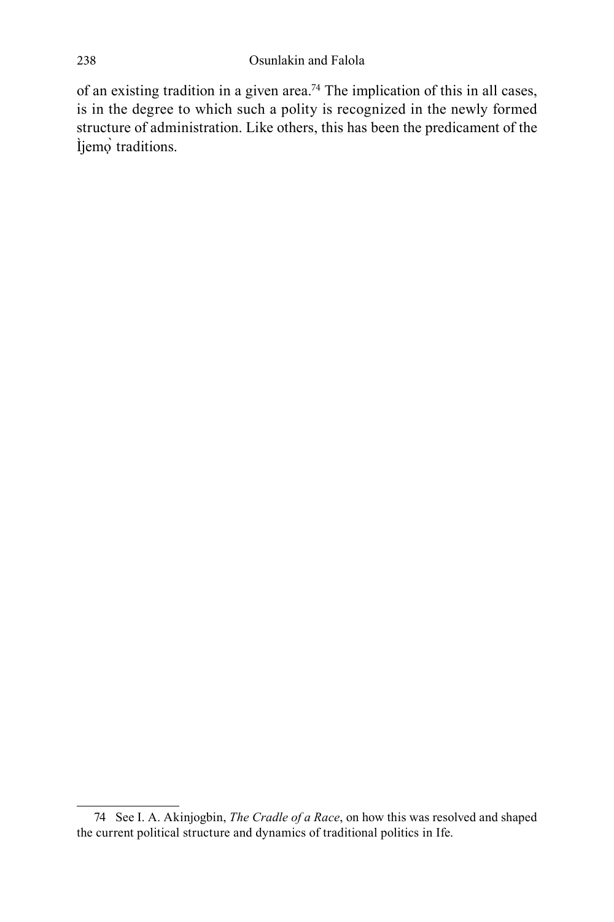of an existing tradition in a given area.[74] The implication of this in all cases, is in the degree to which such a polity is recognized in the newly formed structure of administration. Like others, this has been the predicament of the Ìjemọ̀ traditions.

---

74 See I. A. Akinjogbin, *The Cradle of a Race*, on how this was resolved and shaped the current political structure and dynamics of traditional politics in Ife.